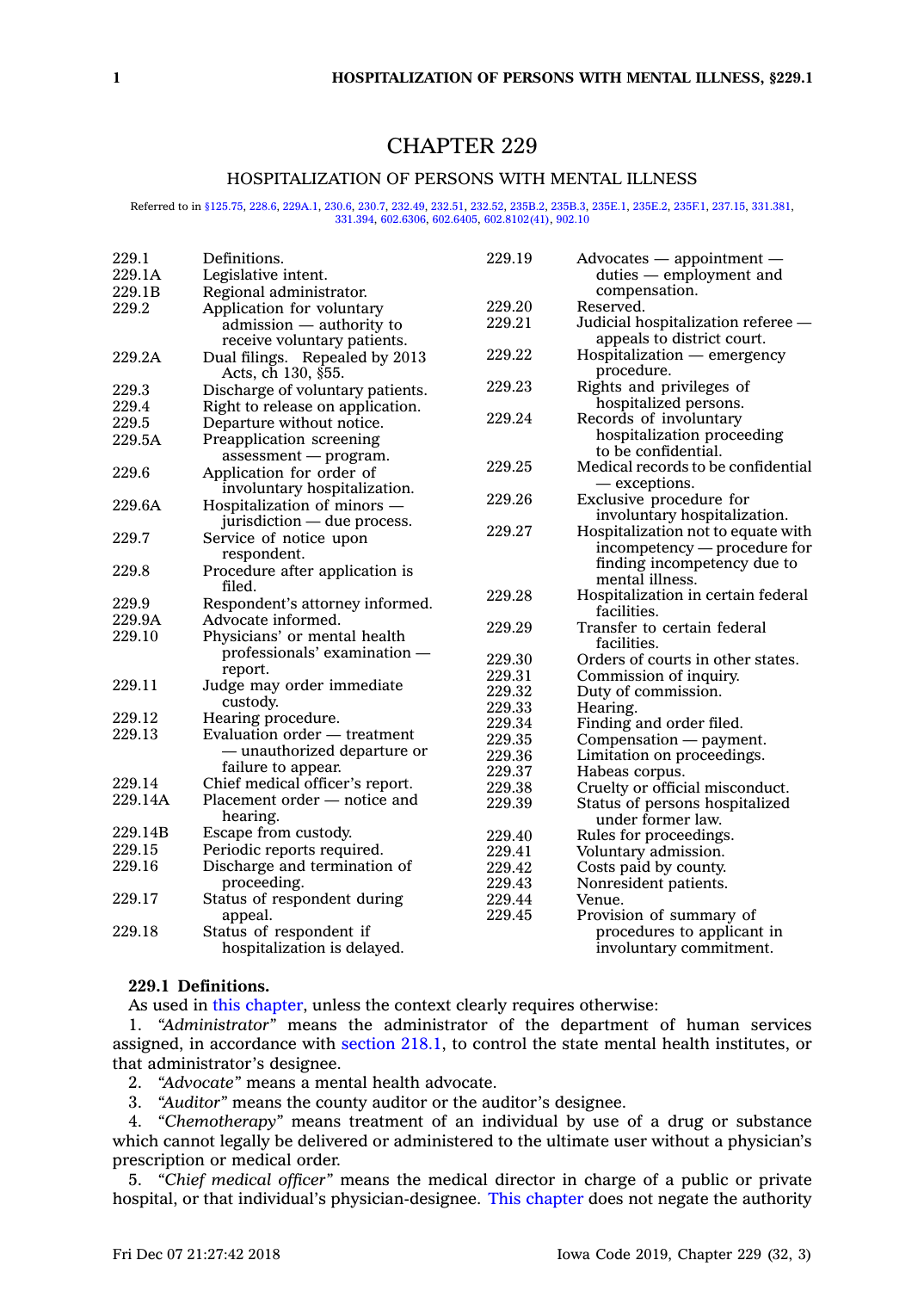# CHAPTER 229

## HOSPITALIZATION OF PERSONS WITH MENTAL ILLNESS

Referred to in §125.75, 228.6, 229A.1, 230.6, 230.7, 232.49, 232.51, 232.52, 235B.2, 235B.3, 235E.1, 235E.2, 235F.1, 237.15, 331.381, 331.394, 602.6306, 602.6405, 602.8102(41), 902.10

| | |
|---|---|
| 229.1 | Definitions. |
| 229.1A | Legislative intent. |
| 229.1B | Regional administrator. |
| 229.2 | Application for voluntary admission — authority to receive voluntary patients. |
| 229.2A | Dual filings. Repealed by 2013 Acts, ch 130, §55. |
| 229.3 | Discharge of voluntary patients. |
| 229.4 | Right to release on application. |
| 229.5 | Departure without notice. |
| 229.5A | Preapplication screening assessment — program. |
| 229.6 | Application for order of involuntary hospitalization. |
| 229.6A | Hospitalization of minors — jurisdiction — due process. |
| 229.7 | Service of notice upon respondent. |
| 229.8 | Procedure after application is filed. |
| 229.9 | Respondent's attorney informed. |
| 229.9A | Advocate informed. |
| 229.10 | Physicians' or mental health professionals' examination — report. |
| 229.11 | Judge may order immediate custody. |
| 229.12 | Hearing procedure. |
| 229.13 | Evaluation order — treatment — unauthorized departure or failure to appear. |
| 229.14 | Chief medical officer's report. |
| 229.14A | Placement order — notice and hearing. |
| 229.14B | Escape from custody. |
| 229.15 | Periodic reports required. |
| 229.16 | Discharge and termination of proceeding. |
| 229.17 | Status of respondent during appeal. |
| 229.18 | Status of respondent if hospitalization is delayed. |
| 229.19 | Advocates — appointment — duties — employment and compensation. |
| 229.20 | Reserved. |
| 229.21 | Judicial hospitalization referee — appeals to district court. |
| 229.22 | Hospitalization — emergency procedure. |
| 229.23 | Rights and privileges of hospitalized persons. |
| 229.24 | Records of involuntary hospitalization proceeding to be confidential. |
| 229.25 | Medical records to be confidential — exceptions. |
| 229.26 | Exclusive procedure for involuntary hospitalization. |
| 229.27 | Hospitalization not to equate with incompetency — procedure for finding incompetency due to mental illness. |
| 229.28 | Hospitalization in certain federal facilities. |
| 229.29 | Transfer to certain federal facilities. |
| 229.30 | Orders of courts in other states. |
| 229.31 | Commission of inquiry. |
| 229.32 | Duty of commission. |
| 229.33 | Hearing. |
| 229.34 | Finding and order filed. |
| 229.35 | Compensation — payment. |
| 229.36 | Limitation on proceedings. |
| 229.37 | Habeas corpus. |
| 229.38 | Cruelty or official misconduct. |
| 229.39 | Status of persons hospitalized under former law. |
| 229.40 | Rules for proceedings. |
| 229.41 | Voluntary admission. |
| 229.42 | Costs paid by county. |
| 229.43 | Nonresident patients. |
| 229.44 | Venue. |
| 229.45 | Provision of summary of procedures to applicant in involuntary commitment. |

**229.1 Definitions.**

As used in this chapter, unless the context clearly requires otherwise:

1. *"Administrator"* means the administrator of the department of human services assigned, in accordance with section 218.1, to control the state mental health institutes, or that administrator's designee.

2. *"Advocate"* means a mental health advocate.

3. *"Auditor"* means the county auditor or the auditor's designee.

4. *"Chemotherapy"* means treatment of an individual by use of a drug or substance which cannot legally be delivered or administered to the ultimate user without a physician's prescription or medical order.

5. *"Chief medical officer"* means the medical director in charge of a public or private hospital, or that individual's physician-designee. This chapter does not negate the authority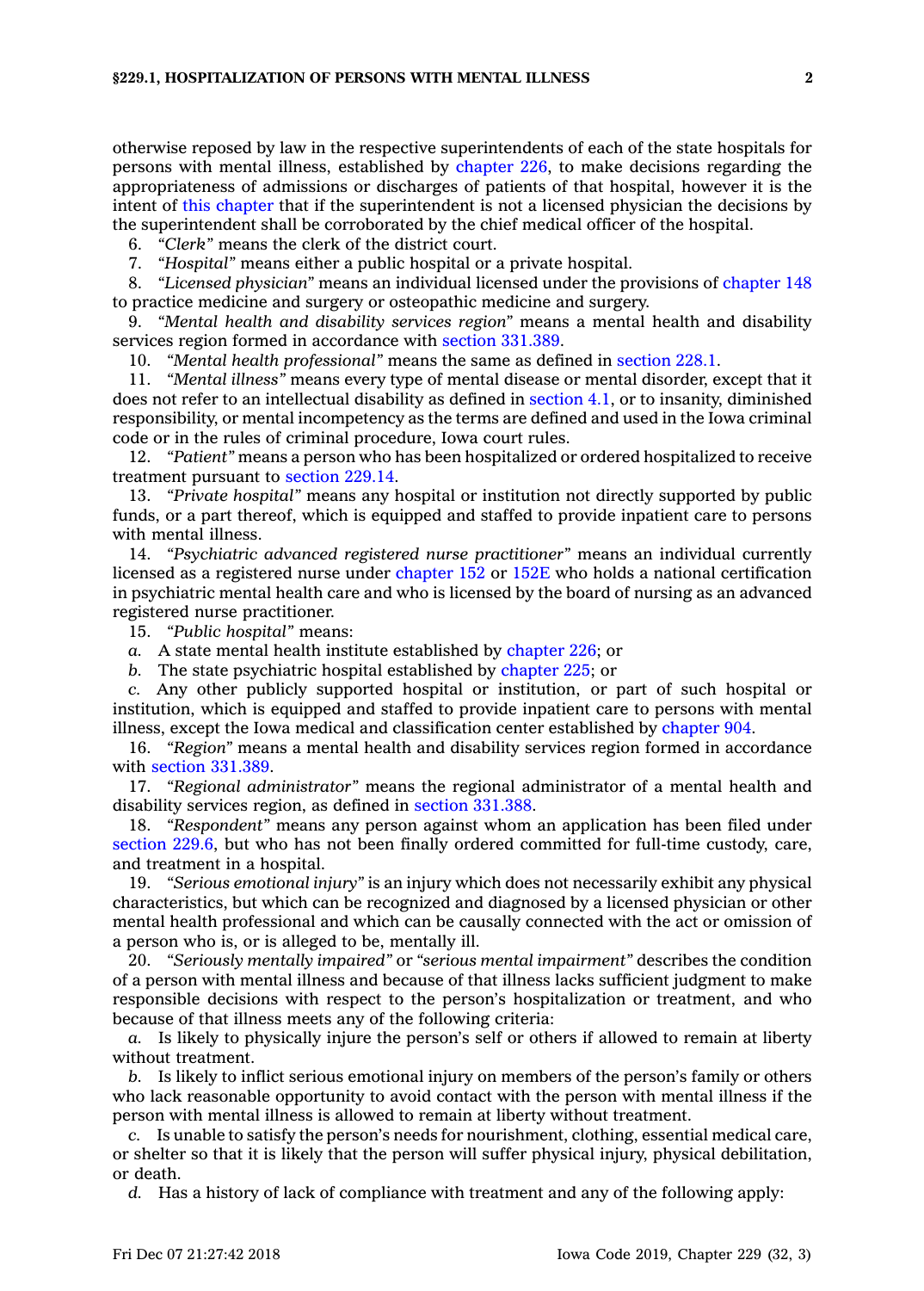otherwise reposed by law in the respective superintendents of each of the state hospitals for persons with mental illness, established by chapter 226, to make decisions regarding the appropriateness of admissions or discharges of patients of that hospital, however it is the intent of this chapter that if the superintendent is not a licensed physician the decisions by the superintendent shall be corroborated by the chief medical officer of the hospital.

6. *"Clerk"* means the clerk of the district court.

7. *"Hospital"* means either a public hospital or a private hospital.

8. *"Licensed physician"* means an individual licensed under the provisions of chapter 148 to practice medicine and surgery or osteopathic medicine and surgery.

9. *"Mental health and disability services region"* means a mental health and disability services region formed in accordance with section 331.389.

10. *"Mental health professional"* means the same as defined in section 228.1.

11. *"Mental illness"* means every type of mental disease or mental disorder, except that it does not refer to an intellectual disability as defined in section 4.1, or to insanity, diminished responsibility, or mental incompetency as the terms are defined and used in the Iowa criminal code or in the rules of criminal procedure, Iowa court rules.

12. *"Patient"* means a person who has been hospitalized or ordered hospitalized to receive treatment pursuant to section 229.14.

13. *"Private hospital"* means any hospital or institution not directly supported by public funds, or a part thereof, which is equipped and staffed to provide inpatient care to persons with mental illness.

14. *"Psychiatric advanced registered nurse practitioner"* means an individual currently licensed as a registered nurse under chapter 152 or 152E who holds a national certification in psychiatric mental health care and who is licensed by the board of nursing as an advanced registered nurse practitioner.

15. *"Public hospital"* means:

*a.* A state mental health institute established by chapter 226; or

*b.* The state psychiatric hospital established by chapter 225; or

*c.* Any other publicly supported hospital or institution, or part of such hospital or institution, which is equipped and staffed to provide inpatient care to persons with mental illness, except the Iowa medical and classification center established by chapter 904.

16. *"Region"* means a mental health and disability services region formed in accordance with section 331.389.

17. *"Regional administrator"* means the regional administrator of a mental health and disability services region, as defined in section 331.388.

18. *"Respondent"* means any person against whom an application has been filed under section 229.6, but who has not been finally ordered committed for full-time custody, care, and treatment in a hospital.

19. *"Serious emotional injury"* is an injury which does not necessarily exhibit any physical characteristics, but which can be recognized and diagnosed by a licensed physician or other mental health professional and which can be causally connected with the act or omission of a person who is, or is alleged to be, mentally ill.

20. *"Seriously mentally impaired"* or *"serious mental impairment"* describes the condition of a person with mental illness and because of that illness lacks sufficient judgment to make responsible decisions with respect to the person's hospitalization or treatment, and who because of that illness meets any of the following criteria:

*a.* Is likely to physically injure the person's self or others if allowed to remain at liberty without treatment.

*b.* Is likely to inflict serious emotional injury on members of the person's family or others who lack reasonable opportunity to avoid contact with the person with mental illness if the person with mental illness is allowed to remain at liberty without treatment.

*c.* Is unable to satisfy the person's needs for nourishment, clothing, essential medical care, or shelter so that it is likely that the person will suffer physical injury, physical debilitation, or death.

*d.* Has a history of lack of compliance with treatment and any of the following apply: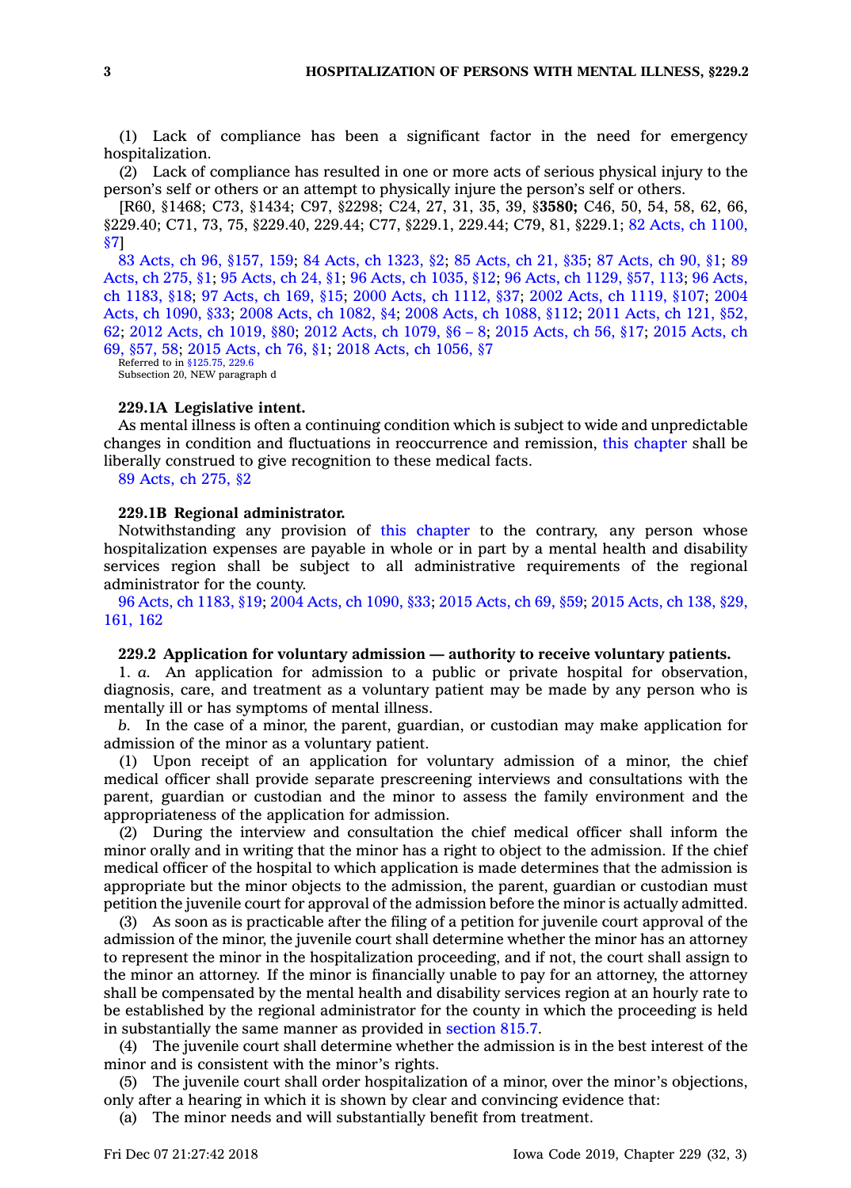(1) Lack of compliance has been a significant factor in the need for emergency hospitalization.

(2) Lack of compliance has resulted in one or more acts of serious physical injury to the person's self or others or an attempt to physically injure the person's self or others.

[R60, §1468; C73, §1434; C97, §2298; C24, 27, 31, 35, 39, §**3580;** C46, 50, 54, 58, 62, 66, §229.40; C71, 73, 75, §229.40, 229.44; C77, §229.1, 229.44; C79, 81, §229.1; 82 Acts, ch 1100, §7]

83 Acts, ch 96, §157, 159; 84 Acts, ch 1323, §2; 85 Acts, ch 21, §35; 87 Acts, ch 90, §1; 89 Acts, ch 275, §1; 95 Acts, ch 24, §1; 96 Acts, ch 1035, §12; 96 Acts, ch 1129, §57, 113; 96 Acts, ch 1183, §18; 97 Acts, ch 169, §15; 2000 Acts, ch 1112, §37; 2002 Acts, ch 1119, §107; 2004 Acts, ch 1090, §33; 2008 Acts, ch 1082, §4; 2008 Acts, ch 1088, §112; 2011 Acts, ch 121, §52, 62; 2012 Acts, ch 1019, §80; 2012 Acts, ch 1079, §6 – 8; 2015 Acts, ch 56, §17; 2015 Acts, ch 69, §57, 58; 2015 Acts, ch 76, §1; 2018 Acts, ch 1056, §7

Referred to in §125.75, 229.6

Subsection 20, NEW paragraph d

**229.1A Legislative intent.**

As mental illness is often a continuing condition which is subject to wide and unpredictable changes in condition and fluctuations in reoccurrence and remission, this chapter shall be liberally construed to give recognition to these medical facts.

89 Acts, ch 275, §2

**229.1B Regional administrator.**

Notwithstanding any provision of this chapter to the contrary, any person whose hospitalization expenses are payable in whole or in part by a mental health and disability services region shall be subject to all administrative requirements of the regional administrator for the county.

96 Acts, ch 1183, §19; 2004 Acts, ch 1090, §33; 2015 Acts, ch 69, §59; 2015 Acts, ch 138, §29, 161, 162

**229.2 Application for voluntary admission — authority to receive voluntary patients.**

1. *a.* An application for admission to a public or private hospital for observation, diagnosis, care, and treatment as a voluntary patient may be made by any person who is mentally ill or has symptoms of mental illness.

*b.* In the case of a minor, the parent, guardian, or custodian may make application for admission of the minor as a voluntary patient.

(1) Upon receipt of an application for voluntary admission of a minor, the chief medical officer shall provide separate prescreening interviews and consultations with the parent, guardian or custodian and the minor to assess the family environment and the appropriateness of the application for admission.

(2) During the interview and consultation the chief medical officer shall inform the minor orally and in writing that the minor has a right to object to the admission. If the chief medical officer of the hospital to which application is made determines that the admission is appropriate but the minor objects to the admission, the parent, guardian or custodian must petition the juvenile court for approval of the admission before the minor is actually admitted.

(3) As soon as is practicable after the filing of a petition for juvenile court approval of the admission of the minor, the juvenile court shall determine whether the minor has an attorney to represent the minor in the hospitalization proceeding, and if not, the court shall assign to the minor an attorney. If the minor is financially unable to pay for an attorney, the attorney shall be compensated by the mental health and disability services region at an hourly rate to be established by the regional administrator for the county in which the proceeding is held in substantially the same manner as provided in section 815.7.

(4) The juvenile court shall determine whether the admission is in the best interest of the minor and is consistent with the minor's rights.

(5) The juvenile court shall order hospitalization of a minor, over the minor's objections, only after a hearing in which it is shown by clear and convincing evidence that:

(a) The minor needs and will substantially benefit from treatment.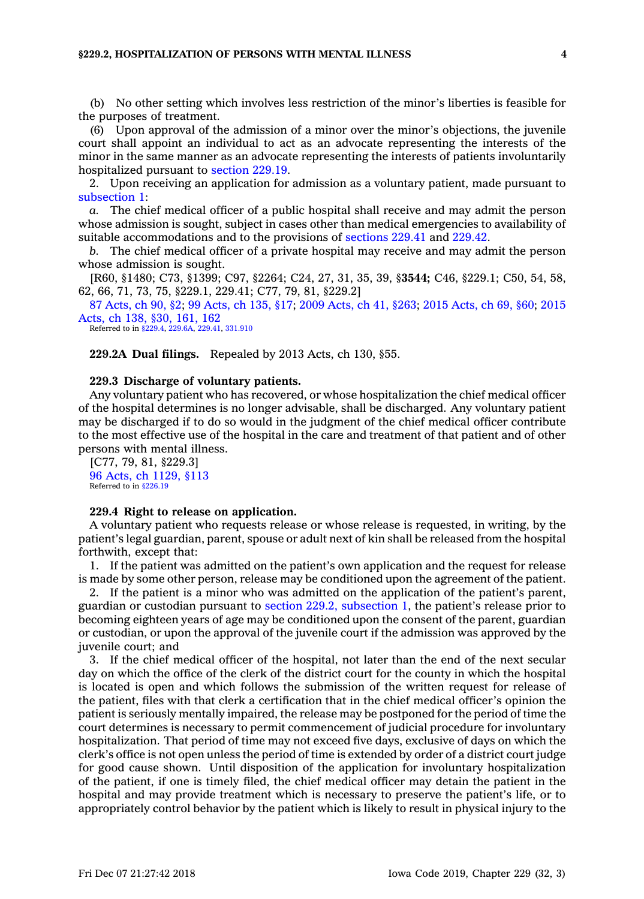(b) No other setting which involves less restriction of the minor's liberties is feasible for the purposes of treatment.

(6) Upon approval of the admission of a minor over the minor's objections, the juvenile court shall appoint an individual to act as an advocate representing the interests of the minor in the same manner as an advocate representing the interests of patients involuntarily hospitalized pursuant to section 229.19.

2. Upon receiving an application for admission as a voluntary patient, made pursuant to subsection 1:

*a.* The chief medical officer of a public hospital shall receive and may admit the person whose admission is sought, subject in cases other than medical emergencies to availability of suitable accommodations and to the provisions of sections 229.41 and 229.42.

*b.* The chief medical officer of a private hospital may receive and may admit the person whose admission is sought.

[R60, §1480; C73, §1399; C97, §2264; C24, 27, 31, 35, 39, §**3544;** C46, §229.1; C50, 54, 58, 62, 66, 71, 73, 75, §229.1, 229.41; C77, 79, 81, §229.2]

87 Acts, ch 90, §2; 99 Acts, ch 135, §17; 2009 Acts, ch 41, §263; 2015 Acts, ch 69, §60; 2015 Acts, ch 138, §30, 161, 162

Referred to in §229.4, 229.6A, 229.41, 331.910

**229.2A Dual filings.** Repealed by 2013 Acts, ch 130, §55.

**229.3 Discharge of voluntary patients.**

Any voluntary patient who has recovered, or whose hospitalization the chief medical officer of the hospital determines is no longer advisable, shall be discharged. Any voluntary patient may be discharged if to do so would in the judgment of the chief medical officer contribute to the most effective use of the hospital in the care and treatment of that patient and of other persons with mental illness.

[C77, 79, 81, §229.3]

96 Acts, ch 1129, §113

Referred to in §226.19

**229.4 Right to release on application.**

A voluntary patient who requests release or whose release is requested, in writing, by the patient's legal guardian, parent, spouse or adult next of kin shall be released from the hospital forthwith, except that:

1. If the patient was admitted on the patient's own application and the request for release is made by some other person, release may be conditioned upon the agreement of the patient.

2. If the patient is a minor who was admitted on the application of the patient's parent, guardian or custodian pursuant to section 229.2, subsection 1, the patient's release prior to becoming eighteen years of age may be conditioned upon the consent of the parent, guardian or custodian, or upon the approval of the juvenile court if the admission was approved by the juvenile court; and

3. If the chief medical officer of the hospital, not later than the end of the next secular day on which the office of the clerk of the district court for the county in which the hospital is located is open and which follows the submission of the written request for release of the patient, files with that clerk a certification that in the chief medical officer's opinion the patient is seriously mentally impaired, the release may be postponed for the period of time the court determines is necessary to permit commencement of judicial procedure for involuntary hospitalization. That period of time may not exceed five days, exclusive of days on which the clerk's office is not open unless the period of time is extended by order of a district court judge for good cause shown. Until disposition of the application for involuntary hospitalization of the patient, if one is timely filed, the chief medical officer may detain the patient in the hospital and may provide treatment which is necessary to preserve the patient's life, or to appropriately control behavior by the patient which is likely to result in physical injury to the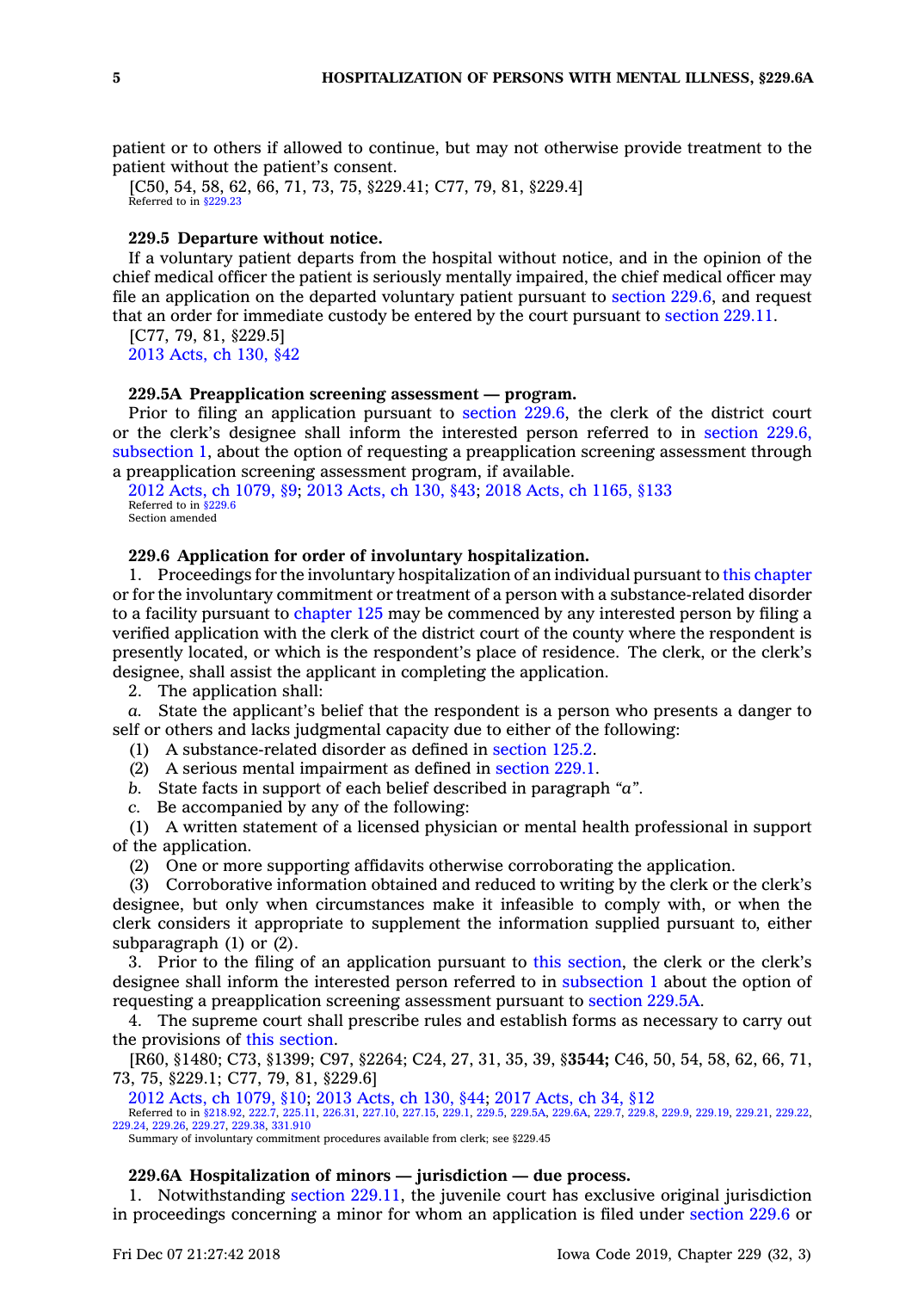patient or to others if allowed to continue, but may not otherwise provide treatment to the patient without the patient's consent.

[C50, 54, 58, 62, 66, 71, 73, 75, §229.41; C77, 79, 81, §229.4]

Referred to in §229.23

### 229.5 Departure without notice.

If a voluntary patient departs from the hospital without notice, and in the opinion of the chief medical officer the patient is seriously mentally impaired, the chief medical officer may file an application on the departed voluntary patient pursuant to section 229.6, and request that an order for immediate custody be entered by the court pursuant to section 229.11.

[C77, 79, 81, §229.5]

2013 Acts, ch 130, §42

### 229.5A Preapplication screening assessment — program.

Prior to filing an application pursuant to section 229.6, the clerk of the district court or the clerk's designee shall inform the interested person referred to in section 229.6, subsection 1, about the option of requesting a preapplication screening assessment through a preapplication screening assessment program, if available.

2012 Acts, ch 1079, §9; 2013 Acts, ch 130, §43; 2018 Acts, ch 1165, §133

Referred to in §229.6

Section amended

### 229.6 Application for order of involuntary hospitalization.

1. Proceedings for the involuntary hospitalization of an individual pursuant to this chapter or for the involuntary commitment or treatment of a person with a substance-related disorder to a facility pursuant to chapter 125 may be commenced by any interested person by filing a verified application with the clerk of the district court of the county where the respondent is presently located, or which is the respondent's place of residence. The clerk, or the clerk's designee, shall assist the applicant in completing the application.

2. The application shall:

*a.* State the applicant's belief that the respondent is a person who presents a danger to self or others and lacks judgmental capacity due to either of the following:

(1) A substance-related disorder as defined in section 125.2.

(2) A serious mental impairment as defined in section 229.1.

*b.* State facts in support of each belief described in paragraph *"a"*.

*c.* Be accompanied by any of the following:

(1) A written statement of a licensed physician or mental health professional in support of the application.

(2) One or more supporting affidavits otherwise corroborating the application.

(3) Corroborative information obtained and reduced to writing by the clerk or the clerk's designee, but only when circumstances make it infeasible to comply with, or when the clerk considers it appropriate to supplement the information supplied pursuant to, either subparagraph (1) or (2).

3. Prior to the filing of an application pursuant to this section, the clerk or the clerk's designee shall inform the interested person referred to in subsection 1 about the option of requesting a preapplication screening assessment pursuant to section 229.5A.

4. The supreme court shall prescribe rules and establish forms as necessary to carry out the provisions of this section.

[R60, §1480; C73, §1399; C97, §2264; C24, 27, 31, 35, 39, §**3544;** C46, 50, 54, 58, 62, 66, 71, 73, 75, §229.1; C77, 79, 81, §229.6]

2012 Acts, ch 1079, §10; 2013 Acts, ch 130, §44; 2017 Acts, ch 34, §12

Referred to in §218.92, 222.7, 225.11, 226.31, 227.10, 227.15, 229.1, 229.5, 229.5A, 229.6A, 229.7, 229.8, 229.9, 229.19, 229.21, 229.22, 229.24, 229.26, 229.27, 229.38, 331.910

Summary of involuntary commitment procedures available from clerk; see §229.45

### 229.6A Hospitalization of minors — jurisdiction — due process.

1. Notwithstanding section 229.11, the juvenile court has exclusive original jurisdiction in proceedings concerning a minor for whom an application is filed under section 229.6 or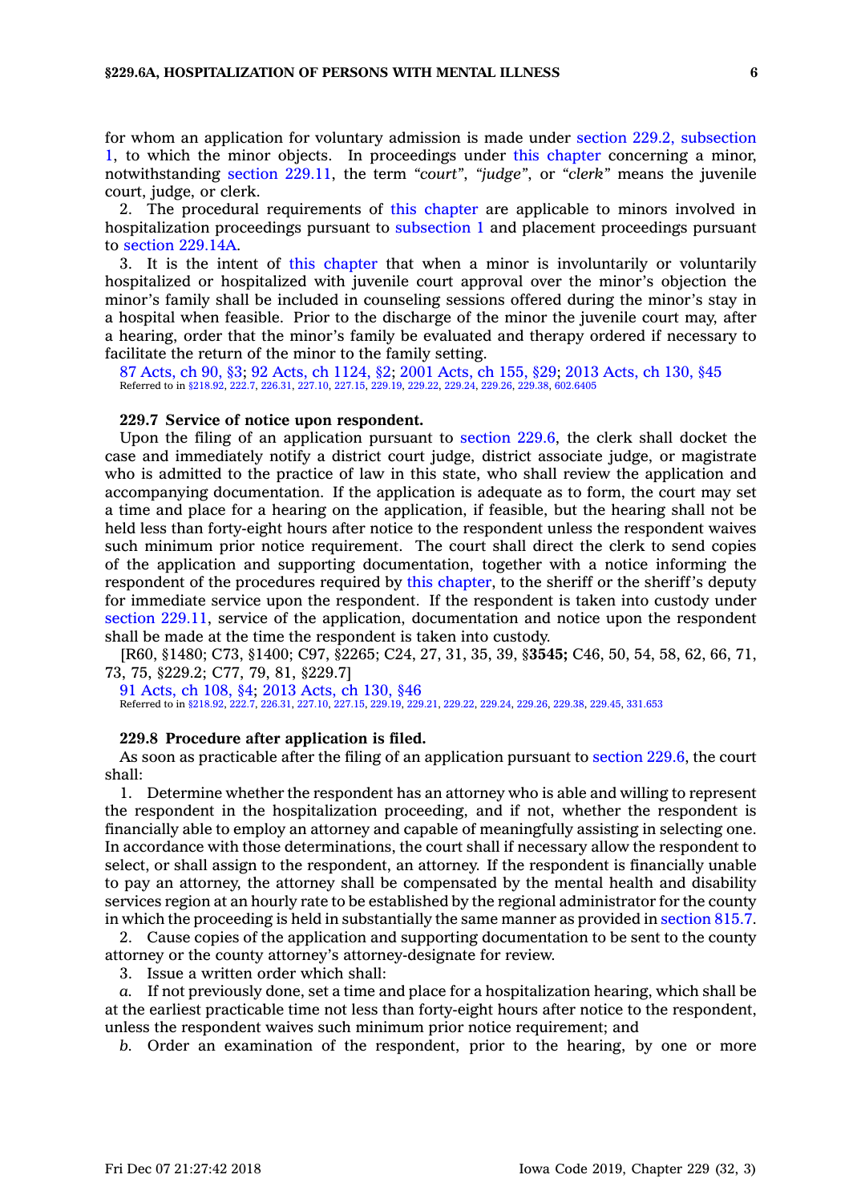for whom an application for voluntary admission is made under section 229.2, subsection 1, to which the minor objects. In proceedings under this chapter concerning a minor, notwithstanding section 229.11, the term *"court"*, *"judge"*, or *"clerk"* means the juvenile court, judge, or clerk.

2. The procedural requirements of this chapter are applicable to minors involved in hospitalization proceedings pursuant to subsection 1 and placement proceedings pursuant to section 229.14A.

3. It is the intent of this chapter that when a minor is involuntarily or voluntarily hospitalized or hospitalized with juvenile court approval over the minor's objection the minor's family shall be included in counseling sessions offered during the minor's stay in a hospital when feasible. Prior to the discharge of the minor the juvenile court may, after a hearing, order that the minor's family be evaluated and therapy ordered if necessary to facilitate the return of the minor to the family setting.

87 Acts, ch 90, §3; 92 Acts, ch 1124, §2; 2001 Acts, ch 155, §29; 2013 Acts, ch 130, §45
Referred to in §218.92, 222.7, 226.31, 227.10, 227.15, 229.19, 229.22, 229.24, 229.26, 229.38, 602.6405

**229.7 Service of notice upon respondent.**

Upon the filing of an application pursuant to section 229.6, the clerk shall docket the case and immediately notify a district court judge, district associate judge, or magistrate who is admitted to the practice of law in this state, who shall review the application and accompanying documentation. If the application is adequate as to form, the court may set a time and place for a hearing on the application, if feasible, but the hearing shall not be held less than forty-eight hours after notice to the respondent unless the respondent waives such minimum prior notice requirement. The court shall direct the clerk to send copies of the application and supporting documentation, together with a notice informing the respondent of the procedures required by this chapter, to the sheriff or the sheriff's deputy for immediate service upon the respondent. If the respondent is taken into custody under section 229.11, service of the application, documentation and notice upon the respondent shall be made at the time the respondent is taken into custody.

[R60, §1480; C73, §1400; C97, §2265; C24, 27, 31, 35, 39, §**3545;** C46, 50, 54, 58, 62, 66, 71, 73, 75, §229.2; C77, 79, 81, §229.7]

91 Acts, ch 108, §4; 2013 Acts, ch 130, §46
Referred to in §218.92, 222.7, 226.31, 227.10, 227.15, 229.19, 229.21, 229.22, 229.24, 229.26, 229.38, 229.45, 331.653

**229.8 Procedure after application is filed.**

As soon as practicable after the filing of an application pursuant to section 229.6, the court shall:

1. Determine whether the respondent has an attorney who is able and willing to represent the respondent in the hospitalization proceeding, and if not, whether the respondent is financially able to employ an attorney and capable of meaningfully assisting in selecting one. In accordance with those determinations, the court shall if necessary allow the respondent to select, or shall assign to the respondent, an attorney. If the respondent is financially unable to pay an attorney, the attorney shall be compensated by the mental health and disability services region at an hourly rate to be established by the regional administrator for the county in which the proceeding is held in substantially the same manner as provided in section 815.7.

2. Cause copies of the application and supporting documentation to be sent to the county attorney or the county attorney's attorney-designate for review.

3. Issue a written order which shall:

*a.* If not previously done, set a time and place for a hospitalization hearing, which shall be at the earliest practicable time not less than forty-eight hours after notice to the respondent, unless the respondent waives such minimum prior notice requirement; and

*b.* Order an examination of the respondent, prior to the hearing, by one or more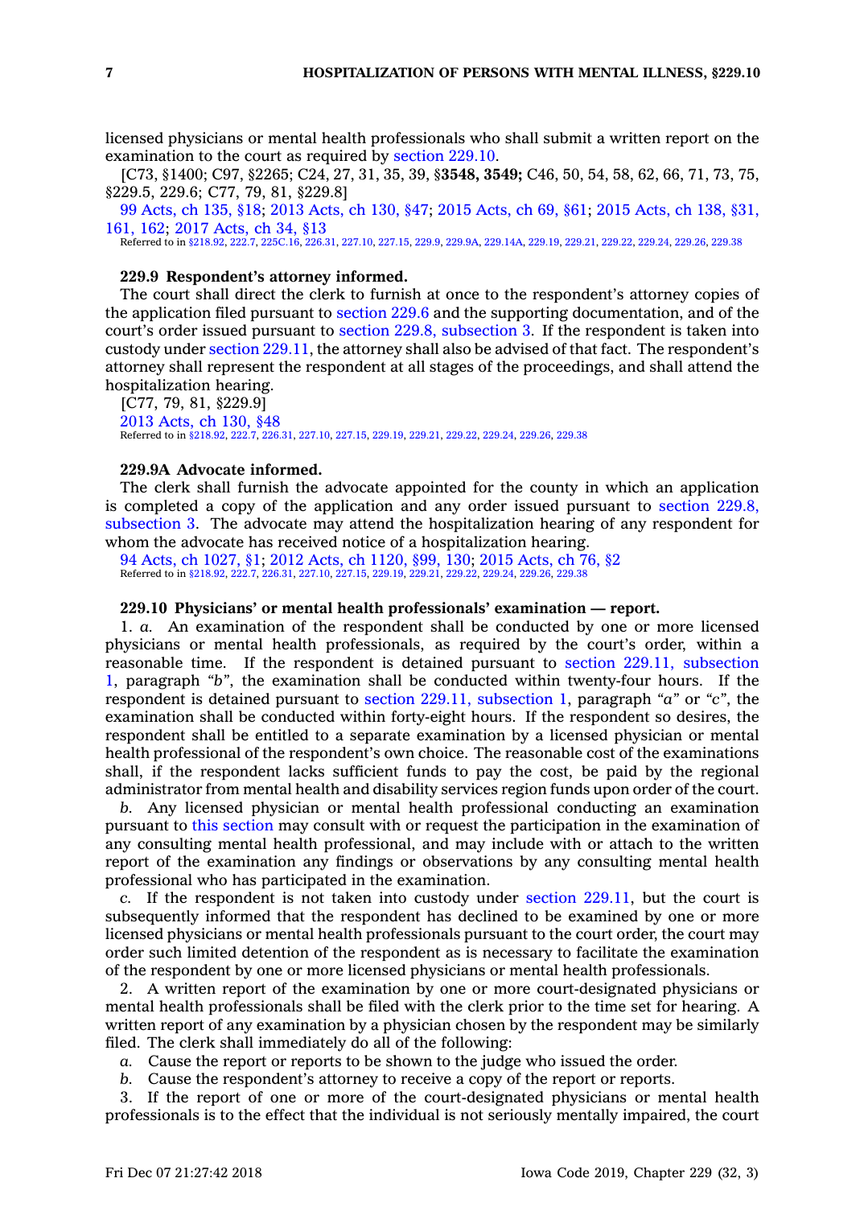licensed physicians or mental health professionals who shall submit a written report on the examination to the court as required by section 229.10.

[C73, §1400; C97, §2265; C24, 27, 31, 35, 39, §**3548, 3549;** C46, 50, 54, 58, 62, 66, 71, 73, 75, §229.5, 229.6; C77, 79, 81, §229.8]

99 Acts, ch 135, §18; 2013 Acts, ch 130, §47; 2015 Acts, ch 69, §61; 2015 Acts, ch 138, §31, 161, 162; 2017 Acts, ch 34, §13

Referred to in §218.92, 222.7, 225C.16, 226.31, 227.10, 227.15, 229.9, 229.9A, 229.14A, 229.19, 229.21, 229.22, 229.24, 229.26, 229.38

### 229.9 Respondent's attorney informed.

The court shall direct the clerk to furnish at once to the respondent's attorney copies of the application filed pursuant to section 229.6 and the supporting documentation, and of the court's order issued pursuant to section 229.8, subsection 3. If the respondent is taken into custody under section 229.11, the attorney shall also be advised of that fact. The respondent's attorney shall represent the respondent at all stages of the proceedings, and shall attend the hospitalization hearing.

[C77, 79, 81, §229.9]

2013 Acts, ch 130, §48

Referred to in §218.92, 222.7, 226.31, 227.10, 227.15, 229.19, 229.21, 229.22, 229.24, 229.26, 229.38

### 229.9A Advocate informed.

The clerk shall furnish the advocate appointed for the county in which an application is completed a copy of the application and any order issued pursuant to section 229.8, subsection 3. The advocate may attend the hospitalization hearing of any respondent for whom the advocate has received notice of a hospitalization hearing.

94 Acts, ch 1027, §1; 2012 Acts, ch 1120, §99, 130; 2015 Acts, ch 76, §2

Referred to in §218.92, 222.7, 226.31, 227.10, 227.15, 229.19, 229.21, 229.22, 229.24, 229.26, 229.38

### 229.10 Physicians' or mental health professionals' examination — report.

1\. *a.* An examination of the respondent shall be conducted by one or more licensed physicians or mental health professionals, as required by the court's order, within a reasonable time. If the respondent is detained pursuant to section 229.11, subsection 1, paragraph *"b"*, the examination shall be conducted within twenty-four hours. If the respondent is detained pursuant to section 229.11, subsection 1, paragraph *"a"* or *"c"*, the examination shall be conducted within forty-eight hours. If the respondent so desires, the respondent shall be entitled to a separate examination by a licensed physician or mental health professional of the respondent's own choice. The reasonable cost of the examinations shall, if the respondent lacks sufficient funds to pay the cost, be paid by the regional administrator from mental health and disability services region funds upon order of the court.

*b.* Any licensed physician or mental health professional conducting an examination pursuant to this section may consult with or request the participation in the examination of any consulting mental health professional, and may include with or attach to the written report of the examination any findings or observations by any consulting mental health professional who has participated in the examination.

*c.* If the respondent is not taken into custody under section 229.11, but the court is subsequently informed that the respondent has declined to be examined by one or more licensed physicians or mental health professionals pursuant to the court order, the court may order such limited detention of the respondent as is necessary to facilitate the examination of the respondent by one or more licensed physicians or mental health professionals.

2\. A written report of the examination by one or more court-designated physicians or mental health professionals shall be filed with the clerk prior to the time set for hearing. A written report of any examination by a physician chosen by the respondent may be similarly filed. The clerk shall immediately do all of the following:

*a.* Cause the report or reports to be shown to the judge who issued the order.

*b.* Cause the respondent's attorney to receive a copy of the report or reports.

3\. If the report of one or more of the court-designated physicians or mental health professionals is to the effect that the individual is not seriously mentally impaired, the court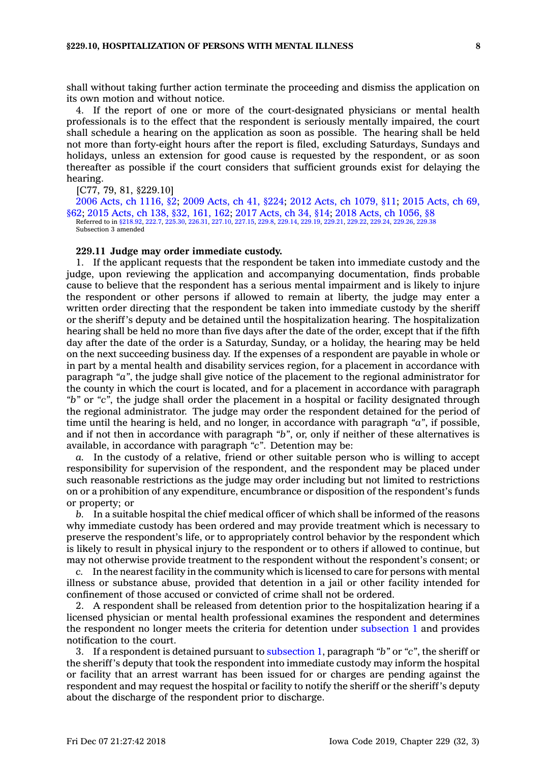shall without taking further action terminate the proceeding and dismiss the application on its own motion and without notice.

4. If the report of one or more of the court-designated physicians or mental health professionals is to the effect that the respondent is seriously mentally impaired, the court shall schedule a hearing on the application as soon as possible. The hearing shall be held not more than forty-eight hours after the report is filed, excluding Saturdays, Sundays and holidays, unless an extension for good cause is requested by the respondent, or as soon thereafter as possible if the court considers that sufficient grounds exist for delaying the hearing.

[C77, 79, 81, §229.10]

2006 Acts, ch 1116, §2; 2009 Acts, ch 41, §224; 2012 Acts, ch 1079, §11; 2015 Acts, ch 69, §62; 2015 Acts, ch 138, §32, 161, 162; 2017 Acts, ch 34, §14; 2018 Acts, ch 1056, §8

Referred to in §218.92, 222.7, 225.30, 226.31, 227.10, 227.15, 229.8, 229.14, 229.19, 229.21, 229.22, 229.24, 229.26, 229.38

Subsection 3 amended

**229.11 Judge may order immediate custody.**

1. If the applicant requests that the respondent be taken into immediate custody and the judge, upon reviewing the application and accompanying documentation, finds probable cause to believe that the respondent has a serious mental impairment and is likely to injure the respondent or other persons if allowed to remain at liberty, the judge may enter a written order directing that the respondent be taken into immediate custody by the sheriff or the sheriff's deputy and be detained until the hospitalization hearing. The hospitalization hearing shall be held no more than five days after the date of the order, except that if the fifth day after the date of the order is a Saturday, Sunday, or a holiday, the hearing may be held on the next succeeding business day. If the expenses of a respondent are payable in whole or in part by a mental health and disability services region, for a placement in accordance with paragraph *"a"*, the judge shall give notice of the placement to the regional administrator for the county in which the court is located, and for a placement in accordance with paragraph *"b"* or *"c"*, the judge shall order the placement in a hospital or facility designated through the regional administrator. The judge may order the respondent detained for the period of time until the hearing is held, and no longer, in accordance with paragraph *"a"*, if possible, and if not then in accordance with paragraph *"b"*, or, only if neither of these alternatives is available, in accordance with paragraph *"c"*. Detention may be:

*a.* In the custody of a relative, friend or other suitable person who is willing to accept responsibility for supervision of the respondent, and the respondent may be placed under such reasonable restrictions as the judge may order including but not limited to restrictions on or a prohibition of any expenditure, encumbrance or disposition of the respondent's funds or property; or

*b.* In a suitable hospital the chief medical officer of which shall be informed of the reasons why immediate custody has been ordered and may provide treatment which is necessary to preserve the respondent's life, or to appropriately control behavior by the respondent which is likely to result in physical injury to the respondent or to others if allowed to continue, but may not otherwise provide treatment to the respondent without the respondent's consent; or

*c.* In the nearest facility in the community which is licensed to care for persons with mental illness or substance abuse, provided that detention in a jail or other facility intended for confinement of those accused or convicted of crime shall not be ordered.

2. A respondent shall be released from detention prior to the hospitalization hearing if a licensed physician or mental health professional examines the respondent and determines the respondent no longer meets the criteria for detention under subsection 1 and provides notification to the court.

3. If a respondent is detained pursuant to subsection 1, paragraph *"b"* or *"c"*, the sheriff or the sheriff's deputy that took the respondent into immediate custody may inform the hospital or facility that an arrest warrant has been issued for or charges are pending against the respondent and may request the hospital or facility to notify the sheriff or the sheriff's deputy about the discharge of the respondent prior to discharge.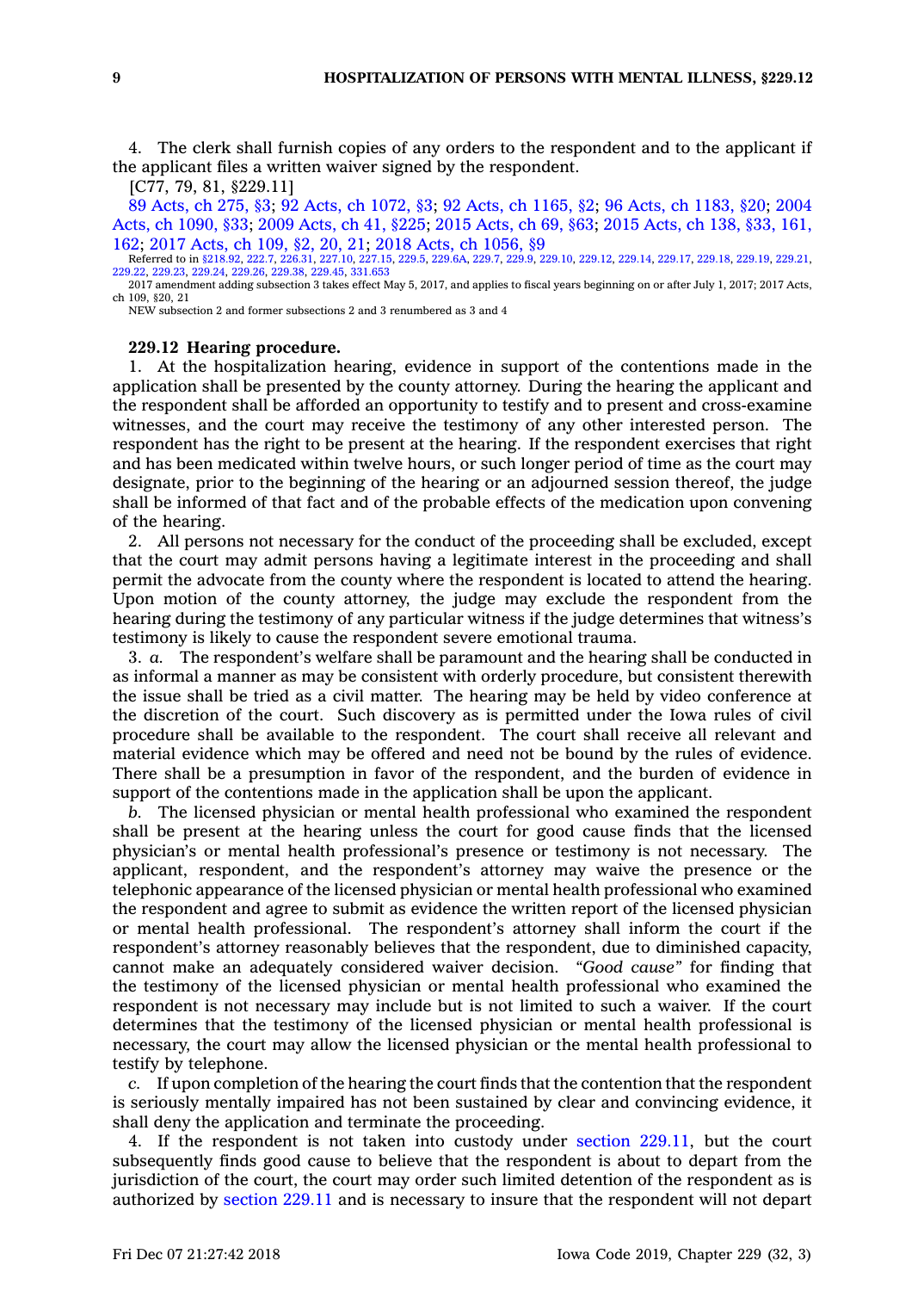4. The clerk shall furnish copies of any orders to the respondent and to the applicant if the applicant files a written waiver signed by the respondent.

[C77, 79, 81, §229.11]

89 Acts, ch 275, §3; 92 Acts, ch 1072, §3; 92 Acts, ch 1165, §2; 96 Acts, ch 1183, §20; 2004 Acts, ch 1090, §33; 2009 Acts, ch 41, §225; 2015 Acts, ch 69, §63; 2015 Acts, ch 138, §33, 161, 162; 2017 Acts, ch 109, §2, 20, 21; 2018 Acts, ch 1056, §9

Referred to in §218.92, 222.7, 226.31, 227.10, 227.15, 229.5, 229.6A, 229.7, 229.9, 229.10, 229.12, 229.14, 229.17, 229.18, 229.19, 229.21, 229.22, 229.23, 229.24, 229.26, 229.38, 229.45, 331.653

2017 amendment adding subsection 3 takes effect May 5, 2017, and applies to fiscal years beginning on or after July 1, 2017; 2017 Acts, ch 109, §20, 21

NEW subsection 2 and former subsections 2 and 3 renumbered as 3 and 4

### 229.12 Hearing procedure.

1. At the hospitalization hearing, evidence in support of the contentions made in the application shall be presented by the county attorney. During the hearing the applicant and the respondent shall be afforded an opportunity to testify and to present and cross-examine witnesses, and the court may receive the testimony of any other interested person. The respondent has the right to be present at the hearing. If the respondent exercises that right and has been medicated within twelve hours, or such longer period of time as the court may designate, prior to the beginning of the hearing or an adjourned session thereof, the judge shall be informed of that fact and of the probable effects of the medication upon convening of the hearing.

2. All persons not necessary for the conduct of the proceeding shall be excluded, except that the court may admit persons having a legitimate interest in the proceeding and shall permit the advocate from the county where the respondent is located to attend the hearing. Upon motion of the county attorney, the judge may exclude the respondent from the hearing during the testimony of any particular witness if the judge determines that witness's testimony is likely to cause the respondent severe emotional trauma.

3. *a.* The respondent's welfare shall be paramount and the hearing shall be conducted in as informal a manner as may be consistent with orderly procedure, but consistent therewith the issue shall be tried as a civil matter. The hearing may be held by video conference at the discretion of the court. Such discovery as is permitted under the Iowa rules of civil procedure shall be available to the respondent. The court shall receive all relevant and material evidence which may be offered and need not be bound by the rules of evidence. There shall be a presumption in favor of the respondent, and the burden of evidence in support of the contentions made in the application shall be upon the applicant.

*b.* The licensed physician or mental health professional who examined the respondent shall be present at the hearing unless the court for good cause finds that the licensed physician's or mental health professional's presence or testimony is not necessary. The applicant, respondent, and the respondent's attorney may waive the presence or the telephonic appearance of the licensed physician or mental health professional who examined the respondent and agree to submit as evidence the written report of the licensed physician or mental health professional. The respondent's attorney shall inform the court if the respondent's attorney reasonably believes that the respondent, due to diminished capacity, cannot make an adequately considered waiver decision. *"Good cause"* for finding that the testimony of the licensed physician or mental health professional who examined the respondent is not necessary may include but is not limited to such a waiver. If the court determines that the testimony of the licensed physician or mental health professional is necessary, the court may allow the licensed physician or the mental health professional to testify by telephone.

*c.* If upon completion of the hearing the court finds that the contention that the respondent is seriously mentally impaired has not been sustained by clear and convincing evidence, it shall deny the application and terminate the proceeding.

4. If the respondent is not taken into custody under section 229.11, but the court subsequently finds good cause to believe that the respondent is about to depart from the jurisdiction of the court, the court may order such limited detention of the respondent as is authorized by section 229.11 and is necessary to insure that the respondent will not depart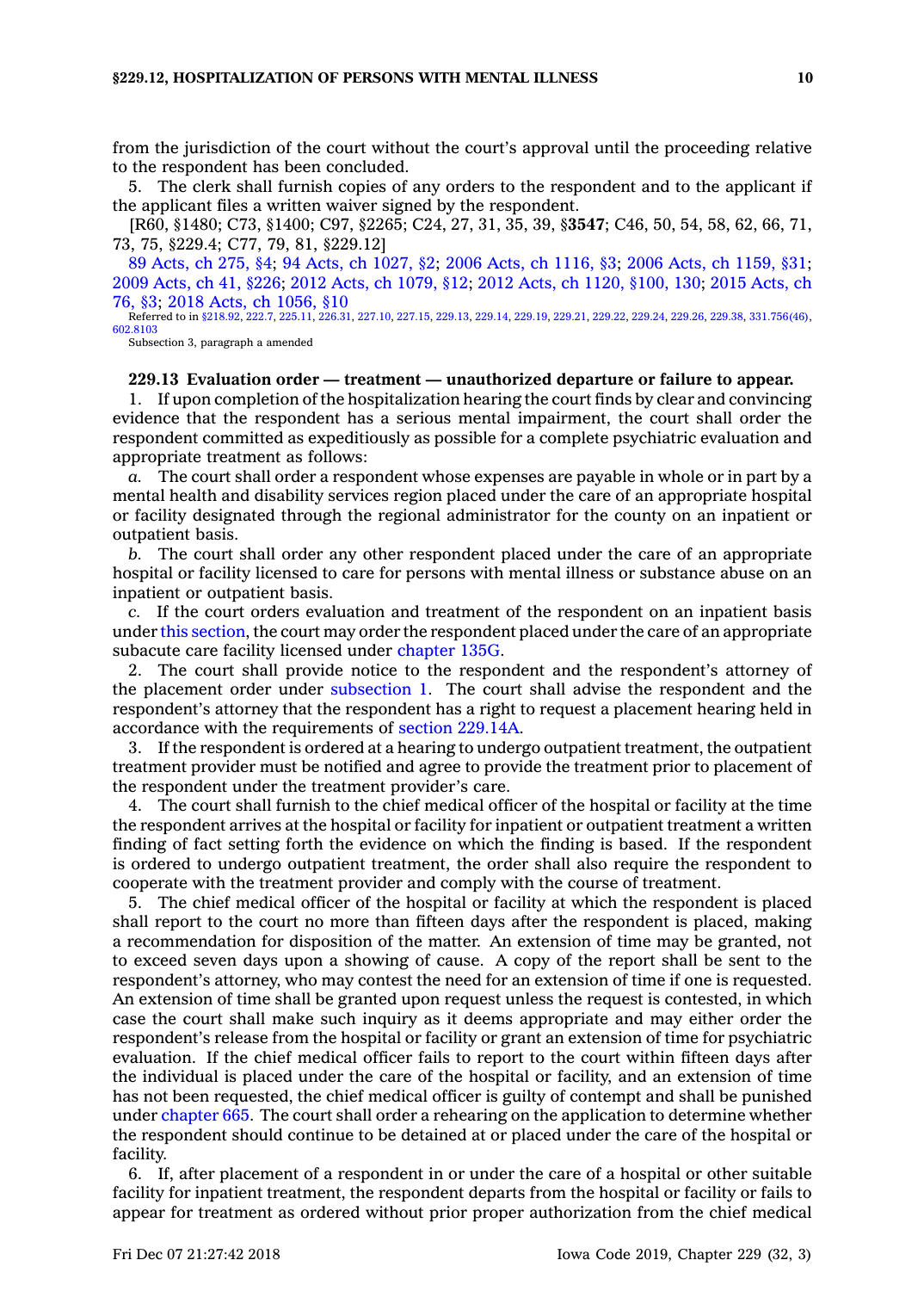from the jurisdiction of the court without the court's approval until the proceeding relative to the respondent has been concluded.

5. The clerk shall furnish copies of any orders to the respondent and to the applicant if the applicant files a written waiver signed by the respondent.

[R60, §1480; C73, §1400; C97, §2265; C24, 27, 31, 35, 39, §**3547**; C46, 50, 54, 58, 62, 66, 71, 73, 75, §229.4; C77, 79, 81, §229.12]

89 Acts, ch 275, §4; 94 Acts, ch 1027, §2; 2006 Acts, ch 1116, §3; 2006 Acts, ch 1159, §31; 2009 Acts, ch 41, §226; 2012 Acts, ch 1079, §12; 2012 Acts, ch 1120, §100, 130; 2015 Acts, ch 76, §3; 2018 Acts, ch 1056, §10

Referred to in §218.92, 222.7, 225.11, 226.31, 227.10, 227.15, 229.13, 229.14, 229.19, 229.21, 229.22, 229.24, 229.26, 229.38, 331.756(46), 602.8103

Subsection 3, paragraph a amended

### 229.13 Evaluation order — treatment — unauthorized departure or failure to appear.

1. If upon completion of the hospitalization hearing the court finds by clear and convincing evidence that the respondent has a serious mental impairment, the court shall order the respondent committed as expeditiously as possible for a complete psychiatric evaluation and appropriate treatment as follows:

*a.* The court shall order a respondent whose expenses are payable in whole or in part by a mental health and disability services region placed under the care of an appropriate hospital or facility designated through the regional administrator for the county on an inpatient or outpatient basis.

*b.* The court shall order any other respondent placed under the care of an appropriate hospital or facility licensed to care for persons with mental illness or substance abuse on an inpatient or outpatient basis.

*c.* If the court orders evaluation and treatment of the respondent on an inpatient basis under this section, the court may order the respondent placed under the care of an appropriate subacute care facility licensed under chapter 135G.

2. The court shall provide notice to the respondent and the respondent's attorney of the placement order under subsection 1. The court shall advise the respondent and the respondent's attorney that the respondent has a right to request a placement hearing held in accordance with the requirements of section 229.14A.

3. If the respondent is ordered at a hearing to undergo outpatient treatment, the outpatient treatment provider must be notified and agree to provide the treatment prior to placement of the respondent under the treatment provider's care.

4. The court shall furnish to the chief medical officer of the hospital or facility at the time the respondent arrives at the hospital or facility for inpatient or outpatient treatment a written finding of fact setting forth the evidence on which the finding is based. If the respondent is ordered to undergo outpatient treatment, the order shall also require the respondent to cooperate with the treatment provider and comply with the course of treatment.

5. The chief medical officer of the hospital or facility at which the respondent is placed shall report to the court no more than fifteen days after the respondent is placed, making a recommendation for disposition of the matter. An extension of time may be granted, not to exceed seven days upon a showing of cause. A copy of the report shall be sent to the respondent's attorney, who may contest the need for an extension of time if one is requested. An extension of time shall be granted upon request unless the request is contested, in which case the court shall make such inquiry as it deems appropriate and may either order the respondent's release from the hospital or facility or grant an extension of time for psychiatric evaluation. If the chief medical officer fails to report to the court within fifteen days after the individual is placed under the care of the hospital or facility, and an extension of time has not been requested, the chief medical officer is guilty of contempt and shall be punished under chapter 665. The court shall order a rehearing on the application to determine whether the respondent should continue to be detained at or placed under the care of the hospital or facility.

6. If, after placement of a respondent in or under the care of a hospital or other suitable facility for inpatient treatment, the respondent departs from the hospital or facility or fails to appear for treatment as ordered without prior proper authorization from the chief medical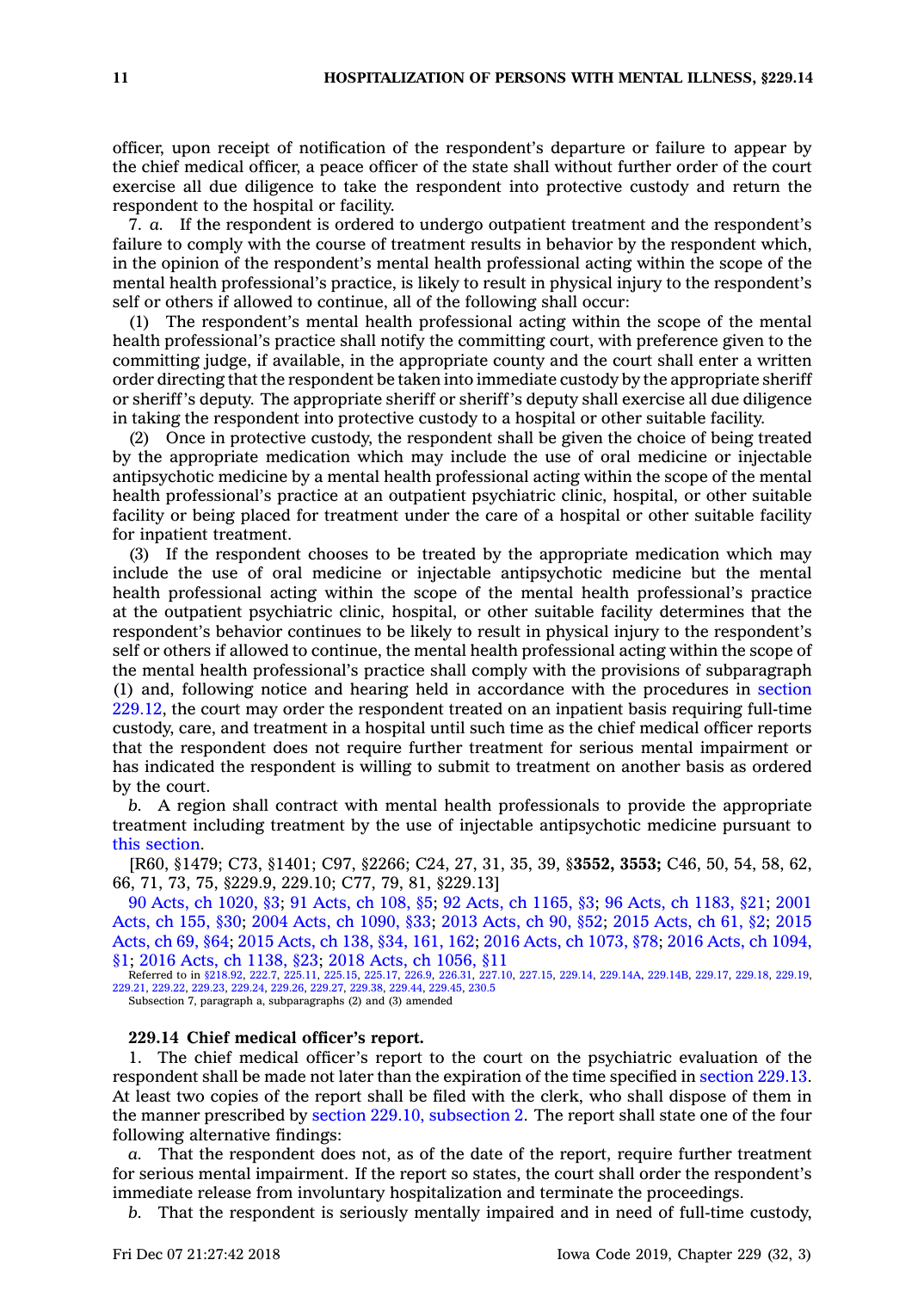officer, upon receipt of notification of the respondent's departure or failure to appear by the chief medical officer, a peace officer of the state shall without further order of the court exercise all due diligence to take the respondent into protective custody and return the respondent to the hospital or facility.

7. *a.* If the respondent is ordered to undergo outpatient treatment and the respondent's failure to comply with the course of treatment results in behavior by the respondent which, in the opinion of the respondent's mental health professional acting within the scope of the mental health professional's practice, is likely to result in physical injury to the respondent's self or others if allowed to continue, all of the following shall occur:

(1) The respondent's mental health professional acting within the scope of the mental health professional's practice shall notify the committing court, with preference given to the committing judge, if available, in the appropriate county and the court shall enter a written order directing that the respondent be taken into immediate custody by the appropriate sheriff or sheriff's deputy. The appropriate sheriff or sheriff's deputy shall exercise all due diligence in taking the respondent into protective custody to a hospital or other suitable facility.

(2) Once in protective custody, the respondent shall be given the choice of being treated by the appropriate medication which may include the use of oral medicine or injectable antipsychotic medicine by a mental health professional acting within the scope of the mental health professional's practice at an outpatient psychiatric clinic, hospital, or other suitable facility or being placed for treatment under the care of a hospital or other suitable facility for inpatient treatment.

(3) If the respondent chooses to be treated by the appropriate medication which may include the use of oral medicine or injectable antipsychotic medicine but the mental health professional acting within the scope of the mental health professional's practice at the outpatient psychiatric clinic, hospital, or other suitable facility determines that the respondent's behavior continues to be likely to result in physical injury to the respondent's self or others if allowed to continue, the mental health professional acting within the scope of the mental health professional's practice shall comply with the provisions of subparagraph (1) and, following notice and hearing held in accordance with the procedures in section 229.12, the court may order the respondent treated on an inpatient basis requiring full-time custody, care, and treatment in a hospital until such time as the chief medical officer reports that the respondent does not require further treatment for serious mental impairment or has indicated the respondent is willing to submit to treatment on another basis as ordered by the court.

*b.* A region shall contract with mental health professionals to provide the appropriate treatment including treatment by the use of injectable antipsychotic medicine pursuant to this section.

[R60, §1479; C73, §1401; C97, §2266; C24, 27, 31, 35, 39, §**3552, 3553;** C46, 50, 54, 58, 62, 66, 71, 73, 75, §229.9, 229.10; C77, 79, 81, §229.13]

90 Acts, ch 1020, §3; 91 Acts, ch 108, §5; 92 Acts, ch 1165, §3; 96 Acts, ch 1183, §21; 2001 Acts, ch 155, §30; 2004 Acts, ch 1090, §33; 2013 Acts, ch 90, §52; 2015 Acts, ch 61, §2; 2015 Acts, ch 69, §64; 2015 Acts, ch 138, §34, 161, 162; 2016 Acts, ch 1073, §78; 2016 Acts, ch 1094, §1; 2016 Acts, ch 1138, §23; 2018 Acts, ch 1056, §11

Referred to in §218.92, 222.7, 225.11, 225.15, 225.17, 226.9, 226.31, 227.10, 227.15, 229.14, 229.14A, 229.14B, 229.17, 229.18, 229.19, 229.21, 229.22, 229.23, 229.24, 229.26, 229.27, 229.38, 229.44, 229.45, 230.5

Subsection 7, paragraph a, subparagraphs (2) and (3) amended

**229.14 Chief medical officer's report.**

1. The chief medical officer's report to the court on the psychiatric evaluation of the respondent shall be made not later than the expiration of the time specified in section 229.13. At least two copies of the report shall be filed with the clerk, who shall dispose of them in the manner prescribed by section 229.10, subsection 2. The report shall state one of the four following alternative findings:

*a.* That the respondent does not, as of the date of the report, require further treatment for serious mental impairment. If the report so states, the court shall order the respondent's immediate release from involuntary hospitalization and terminate the proceedings.

*b.* That the respondent is seriously mentally impaired and in need of full-time custody,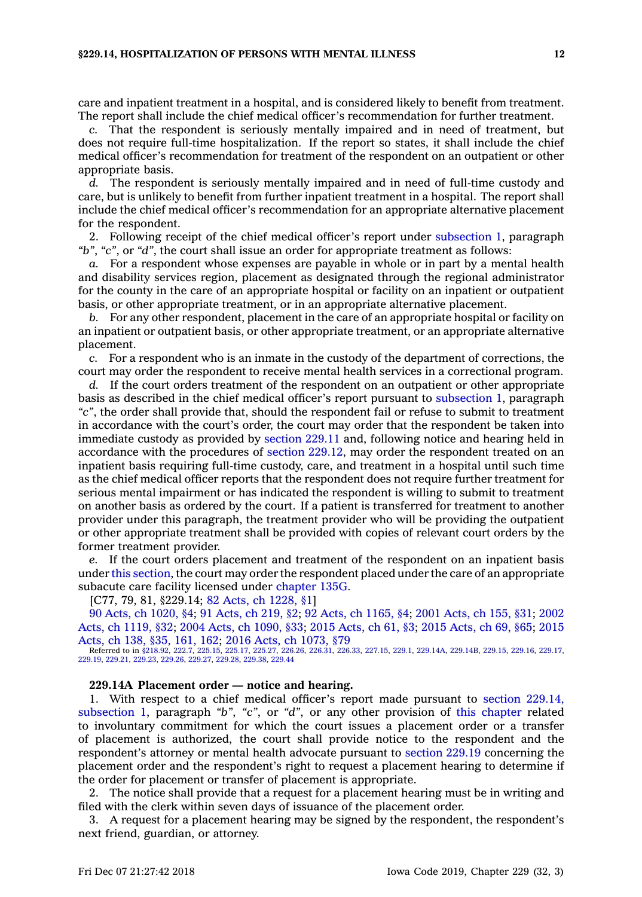care and inpatient treatment in a hospital, and is considered likely to benefit from treatment. The report shall include the chief medical officer's recommendation for further treatment.

*c.* That the respondent is seriously mentally impaired and in need of treatment, but does not require full-time hospitalization. If the report so states, it shall include the chief medical officer's recommendation for treatment of the respondent on an outpatient or other appropriate basis.

*d.* The respondent is seriously mentally impaired and in need of full-time custody and care, but is unlikely to benefit from further inpatient treatment in a hospital. The report shall include the chief medical officer's recommendation for an appropriate alternative placement for the respondent.

2. Following receipt of the chief medical officer's report under subsection 1, paragraph *"b"*, *"c"*, or *"d"*, the court shall issue an order for appropriate treatment as follows:

*a.* For a respondent whose expenses are payable in whole or in part by a mental health and disability services region, placement as designated through the regional administrator for the county in the care of an appropriate hospital or facility on an inpatient or outpatient basis, or other appropriate treatment, or in an appropriate alternative placement.

*b.* For any other respondent, placement in the care of an appropriate hospital or facility on an inpatient or outpatient basis, or other appropriate treatment, or an appropriate alternative placement.

*c.* For a respondent who is an inmate in the custody of the department of corrections, the court may order the respondent to receive mental health services in a correctional program.

*d.* If the court orders treatment of the respondent on an outpatient or other appropriate basis as described in the chief medical officer's report pursuant to subsection 1, paragraph *"c"*, the order shall provide that, should the respondent fail or refuse to submit to treatment in accordance with the court's order, the court may order that the respondent be taken into immediate custody as provided by section 229.11 and, following notice and hearing held in accordance with the procedures of section 229.12, may order the respondent treated on an inpatient basis requiring full-time custody, care, and treatment in a hospital until such time as the chief medical officer reports that the respondent does not require further treatment for serious mental impairment or has indicated the respondent is willing to submit to treatment on another basis as ordered by the court. If a patient is transferred for treatment to another provider under this paragraph, the treatment provider who will be providing the outpatient or other appropriate treatment shall be provided with copies of relevant court orders by the former treatment provider.

*e.* If the court orders placement and treatment of the respondent on an inpatient basis under this section, the court may order the respondent placed under the care of an appropriate subacute care facility licensed under chapter 135G.

[C77, 79, 81, §229.14; 82 Acts, ch 1228, §1]

90 Acts, ch 1020, §4; 91 Acts, ch 219, §2; 92 Acts, ch 1165, §4; 2001 Acts, ch 155, §31; 2002 Acts, ch 1119, §32; 2004 Acts, ch 1090, §33; 2015 Acts, ch 61, §3; 2015 Acts, ch 69, §65; 2015 Acts, ch 138, §35, 161, 162; 2016 Acts, ch 1073, §79

Referred to in §218.92, 222.7, 225.15, 225.17, 225.27, 226.26, 226.31, 226.33, 227.15, 229.1, 229.14A, 229.14B, 229.15, 229.16, 229.17, 229.19, 229.21, 229.23, 229.26, 229.27, 229.28, 229.38, 229.44

**229.14A Placement order — notice and hearing.**

1. With respect to a chief medical officer's report made pursuant to section 229.14, subsection 1, paragraph *"b"*, *"c"*, or *"d"*, or any other provision of this chapter related to involuntary commitment for which the court issues a placement order or a transfer of placement is authorized, the court shall provide notice to the respondent and the respondent's attorney or mental health advocate pursuant to section 229.19 concerning the placement order and the respondent's right to request a placement hearing to determine if the order for placement or transfer of placement is appropriate.

2. The notice shall provide that a request for a placement hearing must be in writing and filed with the clerk within seven days of issuance of the placement order.

3. A request for a placement hearing may be signed by the respondent, the respondent's next friend, guardian, or attorney.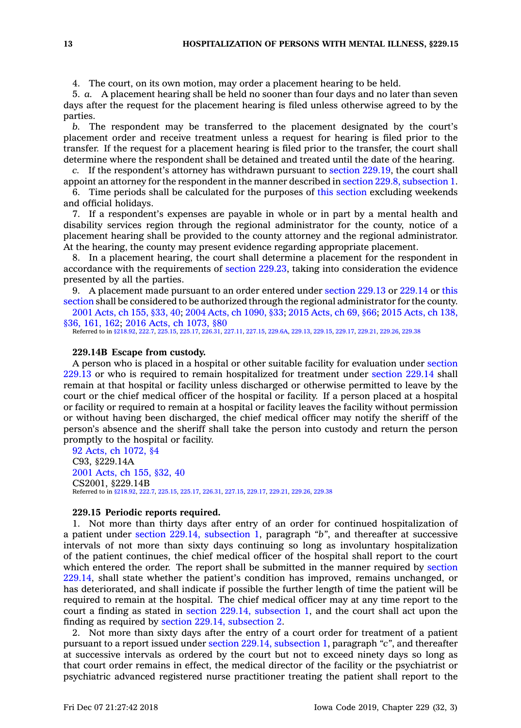4. The court, on its own motion, may order a placement hearing to be held.

5. *a.* A placement hearing shall be held no sooner than four days and no later than seven days after the request for the placement hearing is filed unless otherwise agreed to by the parties.

*b.* The respondent may be transferred to the placement designated by the court's placement order and receive treatment unless a request for hearing is filed prior to the transfer. If the request for a placement hearing is filed prior to the transfer, the court shall determine where the respondent shall be detained and treated until the date of the hearing.

*c.* If the respondent's attorney has withdrawn pursuant to section 229.19, the court shall appoint an attorney for the respondent in the manner described in section 229.8, subsection 1.

6. Time periods shall be calculated for the purposes of this section excluding weekends and official holidays.

7. If a respondent's expenses are payable in whole or in part by a mental health and disability services region through the regional administrator for the county, notice of a placement hearing shall be provided to the county attorney and the regional administrator. At the hearing, the county may present evidence regarding appropriate placement.

8. In a placement hearing, the court shall determine a placement for the respondent in accordance with the requirements of section 229.23, taking into consideration the evidence presented by all the parties.

9. A placement made pursuant to an order entered under section 229.13 or 229.14 or this section shall be considered to be authorized through the regional administrator for the county.

2001 Acts, ch 155, §33, 40; 2004 Acts, ch 1090, §33; 2015 Acts, ch 69, §66; 2015 Acts, ch 138, §36, 161, 162; 2016 Acts, ch 1073, §80

Referred to in §218.92, 222.7, 225.15, 225.17, 226.31, 227.11, 227.15, 229.6A, 229.13, 229.15, 229.17, 229.21, 229.26, 229.38

**229.14B Escape from custody.**

A person who is placed in a hospital or other suitable facility for evaluation under section 229.13 or who is required to remain hospitalized for treatment under section 229.14 shall remain at that hospital or facility unless discharged or otherwise permitted to leave by the court or the chief medical officer of the hospital or facility. If a person placed at a hospital or facility or required to remain at a hospital or facility leaves the facility without permission or without having been discharged, the chief medical officer may notify the sheriff of the person's absence and the sheriff shall take the person into custody and return the person promptly to the hospital or facility.

92 Acts, ch 1072, §4
C93, §229.14A
2001 Acts, ch 155, §32, 40
CS2001, §229.14B

Referred to in §218.92, 222.7, 225.15, 225.17, 226.31, 227.15, 229.17, 229.21, 229.26, 229.38

**229.15 Periodic reports required.**

1. Not more than thirty days after entry of an order for continued hospitalization of a patient under section 229.14, subsection 1, paragraph "*b*", and thereafter at successive intervals of not more than sixty days continuing so long as involuntary hospitalization of the patient continues, the chief medical officer of the hospital shall report to the court which entered the order. The report shall be submitted in the manner required by section 229.14, shall state whether the patient's condition has improved, remains unchanged, or has deteriorated, and shall indicate if possible the further length of time the patient will be required to remain at the hospital. The chief medical officer may at any time report to the court a finding as stated in section 229.14, subsection 1, and the court shall act upon the finding as required by section 229.14, subsection 2.

2. Not more than sixty days after the entry of a court order for treatment of a patient pursuant to a report issued under section 229.14, subsection 1, paragraph "*c*", and thereafter at successive intervals as ordered by the court but not to exceed ninety days so long as that court order remains in effect, the medical director of the facility or the psychiatrist or psychiatric advanced registered nurse practitioner treating the patient shall report to the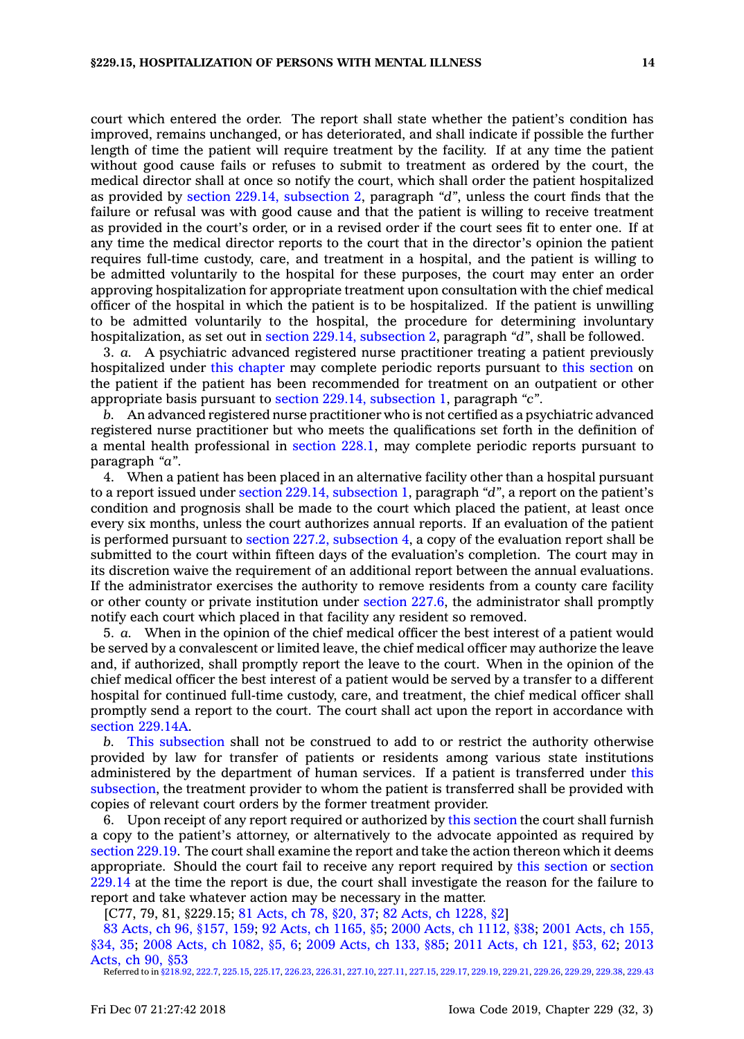court which entered the order. The report shall state whether the patient's condition has improved, remains unchanged, or has deteriorated, and shall indicate if possible the further length of time the patient will require treatment by the facility. If at any time the patient without good cause fails or refuses to submit to treatment as ordered by the court, the medical director shall at once so notify the court, which shall order the patient hospitalized as provided by section 229.14, subsection 2, paragraph *"d"*, unless the court finds that the failure or refusal was with good cause and that the patient is willing to receive treatment as provided in the court's order, or in a revised order if the court sees fit to enter one. If at any time the medical director reports to the court that in the director's opinion the patient requires full-time custody, care, and treatment in a hospital, and the patient is willing to be admitted voluntarily to the hospital for these purposes, the court may enter an order approving hospitalization for appropriate treatment upon consultation with the chief medical officer of the hospital in which the patient is to be hospitalized. If the patient is unwilling to be admitted voluntarily to the hospital, the procedure for determining involuntary hospitalization, as set out in section 229.14, subsection 2, paragraph *"d"*, shall be followed.

3. *a.* A psychiatric advanced registered nurse practitioner treating a patient previously hospitalized under this chapter may complete periodic reports pursuant to this section on the patient if the patient has been recommended for treatment on an outpatient or other appropriate basis pursuant to section 229.14, subsection 1, paragraph *"c"*.

*b.* An advanced registered nurse practitioner who is not certified as a psychiatric advanced registered nurse practitioner but who meets the qualifications set forth in the definition of a mental health professional in section 228.1, may complete periodic reports pursuant to paragraph *"a"*.

4. When a patient has been placed in an alternative facility other than a hospital pursuant to a report issued under section 229.14, subsection 1, paragraph *"d"*, a report on the patient's condition and prognosis shall be made to the court which placed the patient, at least once every six months, unless the court authorizes annual reports. If an evaluation of the patient is performed pursuant to section 227.2, subsection 4, a copy of the evaluation report shall be submitted to the court within fifteen days of the evaluation's completion. The court may in its discretion waive the requirement of an additional report between the annual evaluations. If the administrator exercises the authority to remove residents from a county care facility or other county or private institution under section 227.6, the administrator shall promptly notify each court which placed in that facility any resident so removed.

5. *a.* When in the opinion of the chief medical officer the best interest of a patient would be served by a convalescent or limited leave, the chief medical officer may authorize the leave and, if authorized, shall promptly report the leave to the court. When in the opinion of the chief medical officer the best interest of a patient would be served by a transfer to a different hospital for continued full-time custody, care, and treatment, the chief medical officer shall promptly send a report to the court. The court shall act upon the report in accordance with section 229.14A.

*b.* This subsection shall not be construed to add to or restrict the authority otherwise provided by law for transfer of patients or residents among various state institutions administered by the department of human services. If a patient is transferred under this subsection, the treatment provider to whom the patient is transferred shall be provided with copies of relevant court orders by the former treatment provider.

6. Upon receipt of any report required or authorized by this section the court shall furnish a copy to the patient's attorney, or alternatively to the advocate appointed as required by section 229.19. The court shall examine the report and take the action thereon which it deems appropriate. Should the court fail to receive any report required by this section or section 229.14 at the time the report is due, the court shall investigate the reason for the failure to report and take whatever action may be necessary in the matter.

[C77, 79, 81, §229.15; 81 Acts, ch 78, §20, 37; 82 Acts, ch 1228, §2]

83 Acts, ch 96, §157, 159; 92 Acts, ch 1165, §5; 2000 Acts, ch 1112, §38; 2001 Acts, ch 155, §34, 35; 2008 Acts, ch 1082, §5, 6; 2009 Acts, ch 133, §85; 2011 Acts, ch 121, §53, 62; 2013 Acts, ch 90, §53

Referred to in §218.92, 222.7, 225.15, 225.17, 226.23, 226.31, 227.10, 227.11, 227.15, 229.17, 229.19, 229.21, 229.26, 229.29, 229.38, 229.43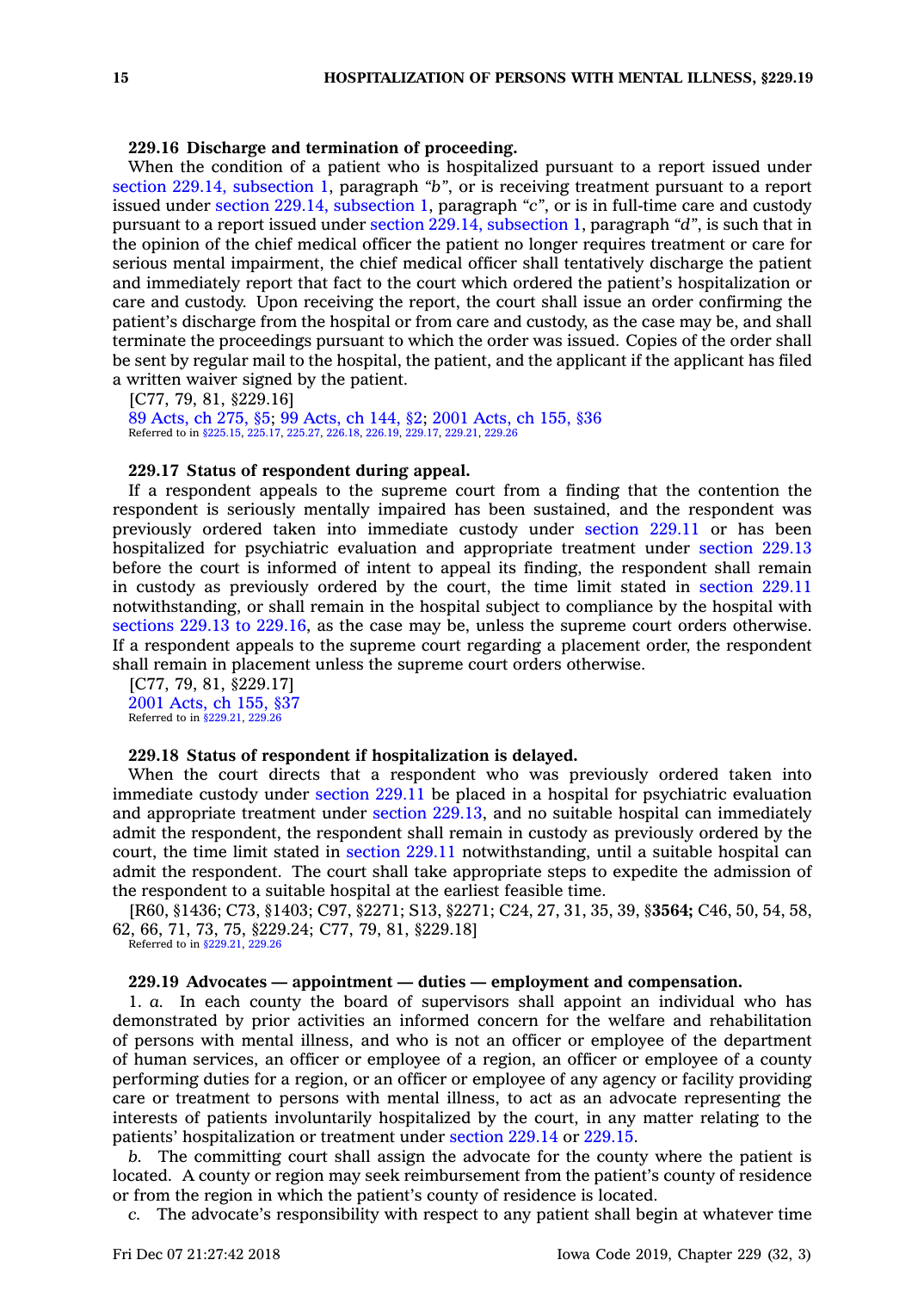**229.16 Discharge and termination of proceeding.**

When the condition of a patient who is hospitalized pursuant to a report issued under section 229.14, subsection 1, paragraph *"b"*, or is receiving treatment pursuant to a report issued under section 229.14, subsection 1, paragraph *"c"*, or is in full-time care and custody pursuant to a report issued under section 229.14, subsection 1, paragraph *"d"*, is such that in the opinion of the chief medical officer the patient no longer requires treatment or care for serious mental impairment, the chief medical officer shall tentatively discharge the patient and immediately report that fact to the court which ordered the patient's hospitalization or care and custody. Upon receiving the report, the court shall issue an order confirming the patient's discharge from the hospital or from care and custody, as the case may be, and shall terminate the proceedings pursuant to which the order was issued. Copies of the order shall be sent by regular mail to the hospital, the patient, and the applicant if the applicant has filed a written waiver signed by the patient.

[C77, 79, 81, §229.16]

89 Acts, ch 275, §5; 99 Acts, ch 144, §2; 2001 Acts, ch 155, §36

Referred to in §225.15, 225.17, 225.27, 226.18, 226.19, 229.17, 229.21, 229.26

**229.17 Status of respondent during appeal.**

If a respondent appeals to the supreme court from a finding that the contention the respondent is seriously mentally impaired has been sustained, and the respondent was previously ordered taken into immediate custody under section 229.11 or has been hospitalized for psychiatric evaluation and appropriate treatment under section 229.13 before the court is informed of intent to appeal its finding, the respondent shall remain in custody as previously ordered by the court, the time limit stated in section 229.11 notwithstanding, or shall remain in the hospital subject to compliance by the hospital with sections 229.13 to 229.16, as the case may be, unless the supreme court orders otherwise. If a respondent appeals to the supreme court regarding a placement order, the respondent shall remain in placement unless the supreme court orders otherwise.

[C77, 79, 81, §229.17]

2001 Acts, ch 155, §37

Referred to in §229.21, 229.26

**229.18 Status of respondent if hospitalization is delayed.**

When the court directs that a respondent who was previously ordered taken into immediate custody under section 229.11 be placed in a hospital for psychiatric evaluation and appropriate treatment under section 229.13, and no suitable hospital can immediately admit the respondent, the respondent shall remain in custody as previously ordered by the court, the time limit stated in section 229.11 notwithstanding, until a suitable hospital can admit the respondent. The court shall take appropriate steps to expedite the admission of the respondent to a suitable hospital at the earliest feasible time.

[R60, §1436; C73, §1403; C97, §2271; S13, §2271; C24, 27, 31, 35, 39, §**3564;** C46, 50, 54, 58, 62, 66, 71, 73, 75, §229.24; C77, 79, 81, §229.18]

Referred to in §229.21, 229.26

**229.19 Advocates — appointment — duties — employment and compensation.**

1. *a.* In each county the board of supervisors shall appoint an individual who has demonstrated by prior activities an informed concern for the welfare and rehabilitation of persons with mental illness, and who is not an officer or employee of the department of human services, an officer or employee of a region, an officer or employee of a county performing duties for a region, or an officer or employee of any agency or facility providing care or treatment to persons with mental illness, to act as an advocate representing the interests of patients involuntarily hospitalized by the court, in any matter relating to the patients' hospitalization or treatment under section 229.14 or 229.15.

*b.* The committing court shall assign the advocate for the county where the patient is located. A county or region may seek reimbursement from the patient's county of residence or from the region in which the patient's county of residence is located.

*c.* The advocate's responsibility with respect to any patient shall begin at whatever time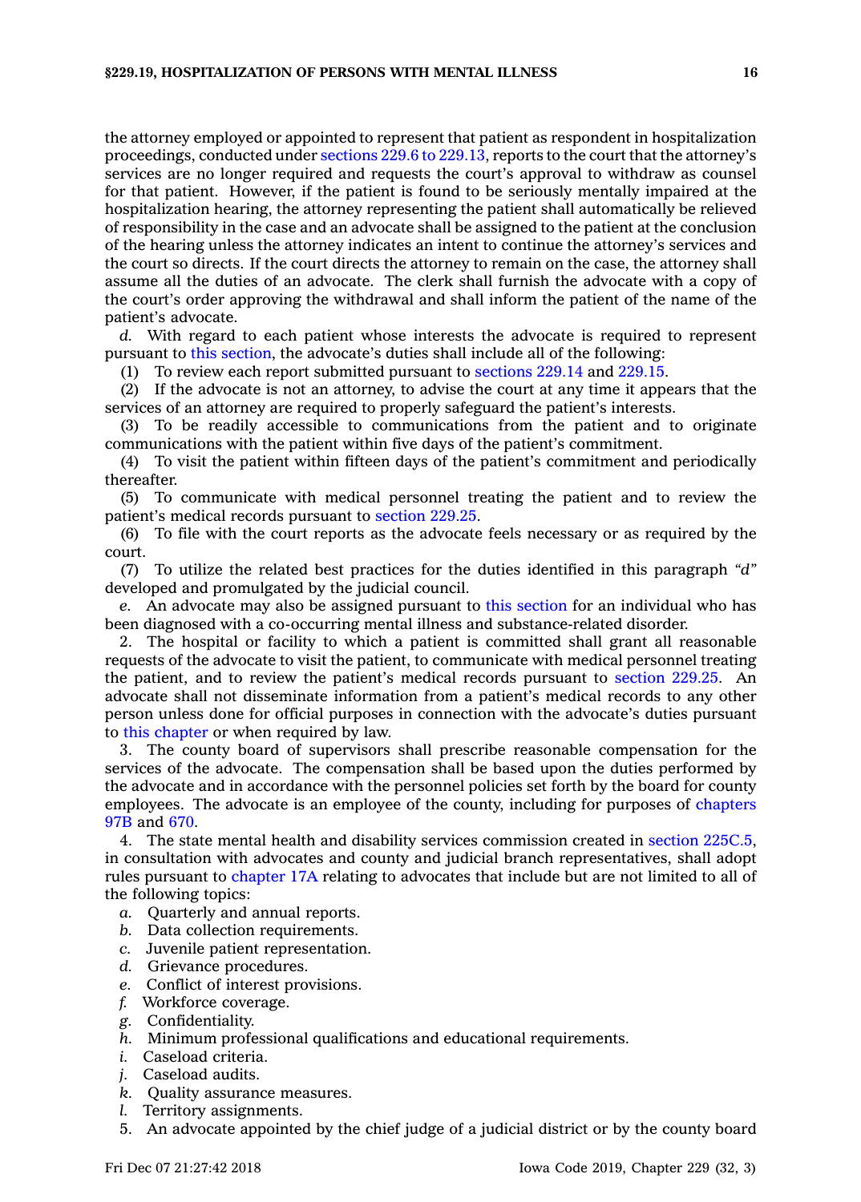the attorney employed or appointed to represent that patient as respondent in hospitalization proceedings, conducted under sections 229.6 to 229.13, reports to the court that the attorney's services are no longer required and requests the court's approval to withdraw as counsel for that patient. However, if the patient is found to be seriously mentally impaired at the hospitalization hearing, the attorney representing the patient shall automatically be relieved of responsibility in the case and an advocate shall be assigned to the patient at the conclusion of the hearing unless the attorney indicates an intent to continue the attorney's services and the court so directs. If the court directs the attorney to remain on the case, the attorney shall assume all the duties of an advocate. The clerk shall furnish the advocate with a copy of the court's order approving the withdrawal and shall inform the patient of the name of the patient's advocate.

*d.* With regard to each patient whose interests the advocate is required to represent pursuant to this section, the advocate's duties shall include all of the following:

(1) To review each report submitted pursuant to sections 229.14 and 229.15.

(2) If the advocate is not an attorney, to advise the court at any time it appears that the services of an attorney are required to properly safeguard the patient's interests.

(3) To be readily accessible to communications from the patient and to originate communications with the patient within five days of the patient's commitment.

(4) To visit the patient within fifteen days of the patient's commitment and periodically thereafter.

(5) To communicate with medical personnel treating the patient and to review the patient's medical records pursuant to section 229.25.

(6) To file with the court reports as the advocate feels necessary or as required by the court.

(7) To utilize the related best practices for the duties identified in this paragraph *"d"* developed and promulgated by the judicial council.

*e.* An advocate may also be assigned pursuant to this section for an individual who has been diagnosed with a co-occurring mental illness and substance-related disorder.

2. The hospital or facility to which a patient is committed shall grant all reasonable requests of the advocate to visit the patient, to communicate with medical personnel treating the patient, and to review the patient's medical records pursuant to section 229.25. An advocate shall not disseminate information from a patient's medical records to any other person unless done for official purposes in connection with the advocate's duties pursuant to this chapter or when required by law.

3. The county board of supervisors shall prescribe reasonable compensation for the services of the advocate. The compensation shall be based upon the duties performed by the advocate and in accordance with the personnel policies set forth by the board for county employees. The advocate is an employee of the county, including for purposes of chapters 97B and 670.

4. The state mental health and disability services commission created in section 225C.5, in consultation with advocates and county and judicial branch representatives, shall adopt rules pursuant to chapter 17A relating to advocates that include but are not limited to all of the following topics:

*a.* Quarterly and annual reports.

*b.* Data collection requirements.

*c.* Juvenile patient representation.

*d.* Grievance procedures.

*e.* Conflict of interest provisions.

*f.* Workforce coverage.

*g.* Confidentiality.

*h.* Minimum professional qualifications and educational requirements.

*i.* Caseload criteria.

*j.* Caseload audits.

*k.* Quality assurance measures.

*l.* Territory assignments.

5. An advocate appointed by the chief judge of a judicial district or by the county board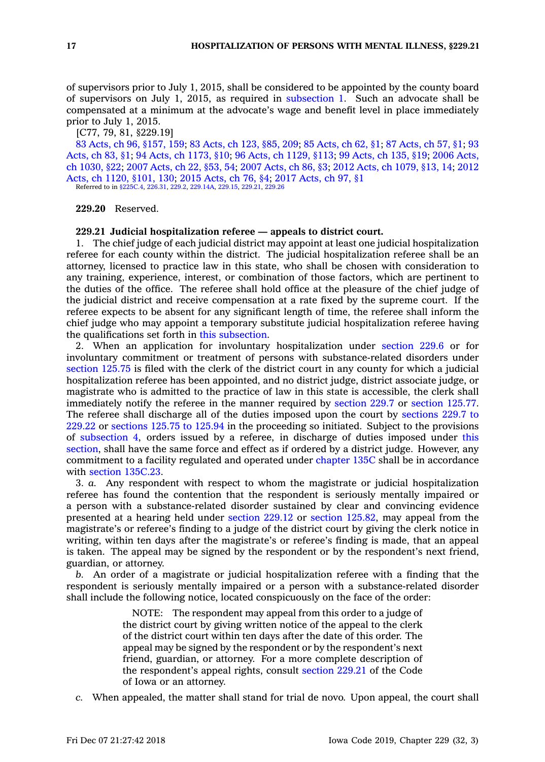of supervisors prior to July 1, 2015, shall be considered to be appointed by the county board of supervisors on July 1, 2015, as required in subsection 1. Such an advocate shall be compensated at a minimum at the advocate's wage and benefit level in place immediately prior to July 1, 2015.

[C77, 79, 81, §229.19]

83 Acts, ch 96, §157, 159; 83 Acts, ch 123, §85, 209; 85 Acts, ch 62, §1; 87 Acts, ch 57, §1; 93 Acts, ch 83, §1; 94 Acts, ch 1173, §10; 96 Acts, ch 1129, §113; 99 Acts, ch 135, §19; 2006 Acts, ch 1030, §22; 2007 Acts, ch 22, §53, 54; 2007 Acts, ch 86, §3; 2012 Acts, ch 1079, §13, 14; 2012 Acts, ch 1120, §101, 130; 2015 Acts, ch 76, §4; 2017 Acts, ch 97, §1

Referred to in §225C.4, 226.31, 229.2, 229.14A, 229.15, 229.21, 229.26

**229.20** Reserved.

**229.21 Judicial hospitalization referee — appeals to district court.**

1. The chief judge of each judicial district may appoint at least one judicial hospitalization referee for each county within the district. The judicial hospitalization referee shall be an attorney, licensed to practice law in this state, who shall be chosen with consideration to any training, experience, interest, or combination of those factors, which are pertinent to the duties of the office. The referee shall hold office at the pleasure of the chief judge of the judicial district and receive compensation at a rate fixed by the supreme court. If the referee expects to be absent for any significant length of time, the referee shall inform the chief judge who may appoint a temporary substitute judicial hospitalization referee having the qualifications set forth in this subsection.

2. When an application for involuntary hospitalization under section 229.6 or for involuntary commitment or treatment of persons with substance-related disorders under section 125.75 is filed with the clerk of the district court in any county for which a judicial hospitalization referee has been appointed, and no district judge, district associate judge, or magistrate who is admitted to the practice of law in this state is accessible, the clerk shall immediately notify the referee in the manner required by section 229.7 or section 125.77. The referee shall discharge all of the duties imposed upon the court by sections 229.7 to 229.22 or sections 125.75 to 125.94 in the proceeding so initiated. Subject to the provisions of subsection 4, orders issued by a referee, in discharge of duties imposed under this section, shall have the same force and effect as if ordered by a district judge. However, any commitment to a facility regulated and operated under chapter 135C shall be in accordance with section 135C.23.

3. *a.* Any respondent with respect to whom the magistrate or judicial hospitalization referee has found the contention that the respondent is seriously mentally impaired or a person with a substance-related disorder sustained by clear and convincing evidence presented at a hearing held under section 229.12 or section 125.82, may appeal from the magistrate's or referee's finding to a judge of the district court by giving the clerk notice in writing, within ten days after the magistrate's or referee's finding is made, that an appeal is taken. The appeal may be signed by the respondent or by the respondent's next friend, guardian, or attorney.

*b.* An order of a magistrate or judicial hospitalization referee with a finding that the respondent is seriously mentally impaired or a person with a substance-related disorder shall include the following notice, located conspicuously on the face of the order:

> NOTE: The respondent may appeal from this order to a judge of the district court by giving written notice of the appeal to the clerk of the district court within ten days after the date of this order. The appeal may be signed by the respondent or by the respondent's next friend, guardian, or attorney. For a more complete description of the respondent's appeal rights, consult section 229.21 of the Code of Iowa or an attorney.

*c.* When appealed, the matter shall stand for trial de novo. Upon appeal, the court shall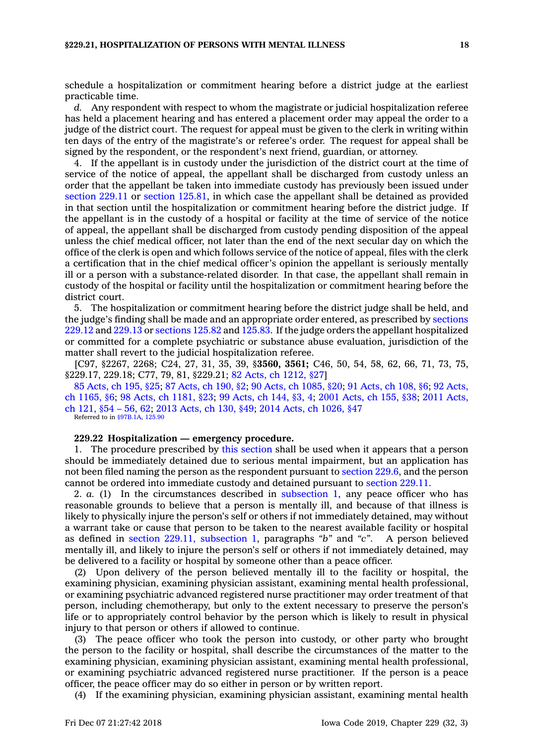schedule a hospitalization or commitment hearing before a district judge at the earliest practicable time.

*d.* Any respondent with respect to whom the magistrate or judicial hospitalization referee has held a placement hearing and has entered a placement order may appeal the order to a judge of the district court. The request for appeal must be given to the clerk in writing within ten days of the entry of the magistrate's or referee's order. The request for appeal shall be signed by the respondent, or the respondent's next friend, guardian, or attorney.

4. If the appellant is in custody under the jurisdiction of the district court at the time of service of the notice of appeal, the appellant shall be discharged from custody unless an order that the appellant be taken into immediate custody has previously been issued under section 229.11 or section 125.81, in which case the appellant shall be detained as provided in that section until the hospitalization or commitment hearing before the district judge. If the appellant is in the custody of a hospital or facility at the time of service of the notice of appeal, the appellant shall be discharged from custody pending disposition of the appeal unless the chief medical officer, not later than the end of the next secular day on which the office of the clerk is open and which follows service of the notice of appeal, files with the clerk a certification that in the chief medical officer's opinion the appellant is seriously mentally ill or a person with a substance-related disorder. In that case, the appellant shall remain in custody of the hospital or facility until the hospitalization or commitment hearing before the district court.

5. The hospitalization or commitment hearing before the district judge shall be held, and the judge's finding shall be made and an appropriate order entered, as prescribed by sections 229.12 and 229.13 or sections 125.82 and 125.83. If the judge orders the appellant hospitalized or committed for a complete psychiatric or substance abuse evaluation, jurisdiction of the matter shall revert to the judicial hospitalization referee.

[C97, §2267, 2268; C24, 27, 31, 35, 39, §**3560, 3561;** C46, 50, 54, 58, 62, 66, 71, 73, 75, §229.17, 229.18; C77, 79, 81, §229.21; 82 Acts, ch 1212, §27]

85 Acts, ch 195, §25; 87 Acts, ch 190, §2; 90 Acts, ch 1085, §20; 91 Acts, ch 108, §6; 92 Acts, ch 1165, §6; 98 Acts, ch 1181, §23; 99 Acts, ch 144, §3, 4; 2001 Acts, ch 155, §38; 2011 Acts, ch 121, §54 – 56, 62; 2013 Acts, ch 130, §49; 2014 Acts, ch 1026, §47

Referred to in §97B.1A, 125.90

**229.22 Hospitalization — emergency procedure.**

1. The procedure prescribed by this section shall be used when it appears that a person should be immediately detained due to serious mental impairment, but an application has not been filed naming the person as the respondent pursuant to section 229.6, and the person cannot be ordered into immediate custody and detained pursuant to section 229.11.

2. *a.* (1) In the circumstances described in subsection 1, any peace officer who has reasonable grounds to believe that a person is mentally ill, and because of that illness is likely to physically injure the person's self or others if not immediately detained, may without a warrant take or cause that person to be taken to the nearest available facility or hospital as defined in section 229.11, subsection 1, paragraphs *"b"* and *"c"*. A person believed mentally ill, and likely to injure the person's self or others if not immediately detained, may be delivered to a facility or hospital by someone other than a peace officer.

(2) Upon delivery of the person believed mentally ill to the facility or hospital, the examining physician, examining physician assistant, examining mental health professional, or examining psychiatric advanced registered nurse practitioner may order treatment of that person, including chemotherapy, but only to the extent necessary to preserve the person's life or to appropriately control behavior by the person which is likely to result in physical injury to that person or others if allowed to continue.

(3) The peace officer who took the person into custody, or other party who brought the person to the facility or hospital, shall describe the circumstances of the matter to the examining physician, examining physician assistant, examining mental health professional, or examining psychiatric advanced registered nurse practitioner. If the person is a peace officer, the peace officer may do so either in person or by written report.

(4) If the examining physician, examining physician assistant, examining mental health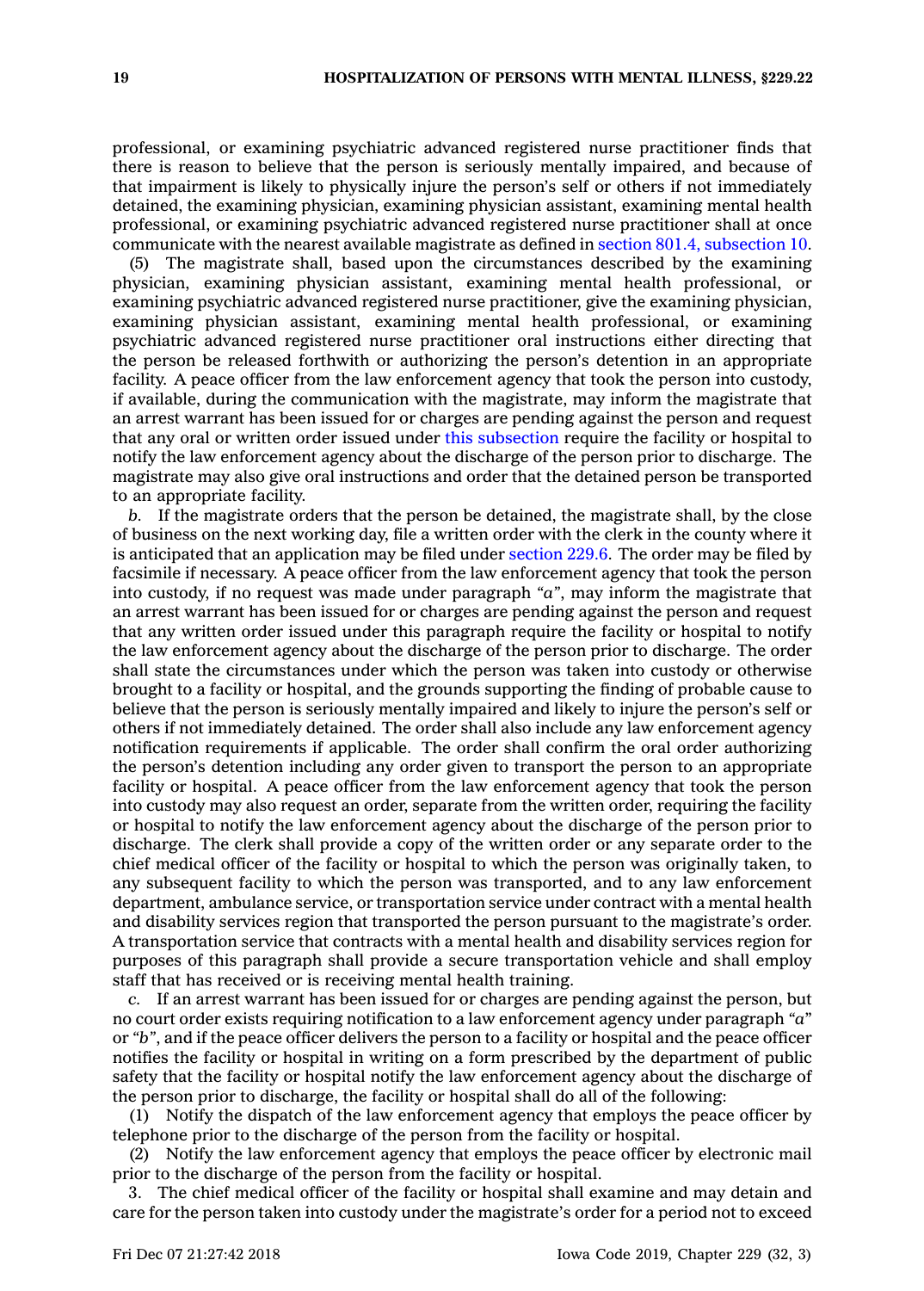professional, or examining psychiatric advanced registered nurse practitioner finds that there is reason to believe that the person is seriously mentally impaired, and because of that impairment is likely to physically injure the person's self or others if not immediately detained, the examining physician, examining physician assistant, examining mental health professional, or examining psychiatric advanced registered nurse practitioner shall at once communicate with the nearest available magistrate as defined in section 801.4, subsection 10.

(5) The magistrate shall, based upon the circumstances described by the examining physician, examining physician assistant, examining mental health professional, or examining psychiatric advanced registered nurse practitioner, give the examining physician, examining physician assistant, examining mental health professional, or examining psychiatric advanced registered nurse practitioner oral instructions either directing that the person be released forthwith or authorizing the person's detention in an appropriate facility. A peace officer from the law enforcement agency that took the person into custody, if available, during the communication with the magistrate, may inform the magistrate that an arrest warrant has been issued for or charges are pending against the person and request that any oral or written order issued under this subsection require the facility or hospital to notify the law enforcement agency about the discharge of the person prior to discharge. The magistrate may also give oral instructions and order that the detained person be transported to an appropriate facility.

*b.* If the magistrate orders that the person be detained, the magistrate shall, by the close of business on the next working day, file a written order with the clerk in the county where it is anticipated that an application may be filed under section 229.6. The order may be filed by facsimile if necessary. A peace officer from the law enforcement agency that took the person into custody, if no request was made under paragraph *"a"*, may inform the magistrate that an arrest warrant has been issued for or charges are pending against the person and request that any written order issued under this paragraph require the facility or hospital to notify the law enforcement agency about the discharge of the person prior to discharge. The order shall state the circumstances under which the person was taken into custody or otherwise brought to a facility or hospital, and the grounds supporting the finding of probable cause to believe that the person is seriously mentally impaired and likely to injure the person's self or others if not immediately detained. The order shall also include any law enforcement agency notification requirements if applicable. The order shall confirm the oral order authorizing the person's detention including any order given to transport the person to an appropriate facility or hospital. A peace officer from the law enforcement agency that took the person into custody may also request an order, separate from the written order, requiring the facility or hospital to notify the law enforcement agency about the discharge of the person prior to discharge. The clerk shall provide a copy of the written order or any separate order to the chief medical officer of the facility or hospital to which the person was originally taken, to any subsequent facility to which the person was transported, and to any law enforcement department, ambulance service, or transportation service under contract with a mental health and disability services region that transported the person pursuant to the magistrate's order. A transportation service that contracts with a mental health and disability services region for purposes of this paragraph shall provide a secure transportation vehicle and shall employ staff that has received or is receiving mental health training.

*c.* If an arrest warrant has been issued for or charges are pending against the person, but no court order exists requiring notification to a law enforcement agency under paragraph *"a"* or *"b"*, and if the peace officer delivers the person to a facility or hospital and the peace officer notifies the facility or hospital in writing on a form prescribed by the department of public safety that the facility or hospital notify the law enforcement agency about the discharge of the person prior to discharge, the facility or hospital shall do all of the following:

(1) Notify the dispatch of the law enforcement agency that employs the peace officer by telephone prior to the discharge of the person from the facility or hospital.

(2) Notify the law enforcement agency that employs the peace officer by electronic mail prior to the discharge of the person from the facility or hospital.

3. The chief medical officer of the facility or hospital shall examine and may detain and care for the person taken into custody under the magistrate's order for a period not to exceed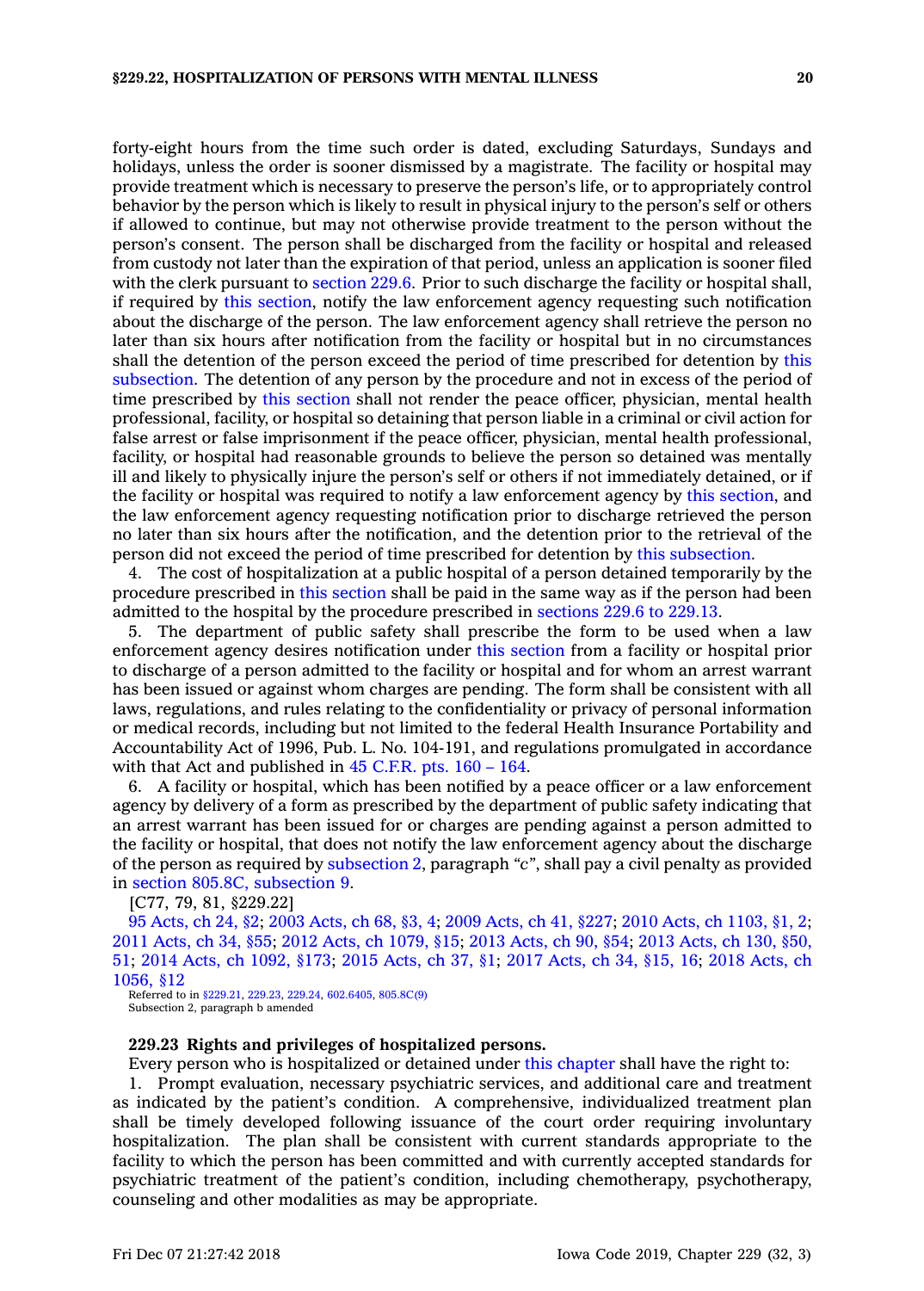forty-eight hours from the time such order is dated, excluding Saturdays, Sundays and holidays, unless the order is sooner dismissed by a magistrate. The facility or hospital may provide treatment which is necessary to preserve the person's life, or to appropriately control behavior by the person which is likely to result in physical injury to the person's self or others if allowed to continue, but may not otherwise provide treatment to the person without the person's consent. The person shall be discharged from the facility or hospital and released from custody not later than the expiration of that period, unless an application is sooner filed with the clerk pursuant to section 229.6. Prior to such discharge the facility or hospital shall, if required by this section, notify the law enforcement agency requesting such notification about the discharge of the person. The law enforcement agency shall retrieve the person no later than six hours after notification from the facility or hospital but in no circumstances shall the detention of the person exceed the period of time prescribed for detention by this subsection. The detention of any person by the procedure and not in excess of the period of time prescribed by this section shall not render the peace officer, physician, mental health professional, facility, or hospital so detaining that person liable in a criminal or civil action for false arrest or false imprisonment if the peace officer, physician, mental health professional, facility, or hospital had reasonable grounds to believe the person so detained was mentally ill and likely to physically injure the person's self or others if not immediately detained, or if the facility or hospital was required to notify a law enforcement agency by this section, and the law enforcement agency requesting notification prior to discharge retrieved the person no later than six hours after the notification, and the detention prior to the retrieval of the person did not exceed the period of time prescribed for detention by this subsection.

4. The cost of hospitalization at a public hospital of a person detained temporarily by the procedure prescribed in this section shall be paid in the same way as if the person had been admitted to the hospital by the procedure prescribed in sections 229.6 to 229.13.

5. The department of public safety shall prescribe the form to be used when a law enforcement agency desires notification under this section from a facility or hospital prior to discharge of a person admitted to the facility or hospital and for whom an arrest warrant has been issued or against whom charges are pending. The form shall be consistent with all laws, regulations, and rules relating to the confidentiality or privacy of personal information or medical records, including but not limited to the federal Health Insurance Portability and Accountability Act of 1996, Pub. L. No. 104-191, and regulations promulgated in accordance with that Act and published in 45 C.F.R. pts. 160 – 164.

6. A facility or hospital, which has been notified by a peace officer or a law enforcement agency by delivery of a form as prescribed by the department of public safety indicating that an arrest warrant has been issued for or charges are pending against a person admitted to the facility or hospital, that does not notify the law enforcement agency about the discharge of the person as required by subsection 2, paragraph *"c"*, shall pay a civil penalty as provided in section 805.8C, subsection 9.

[C77, 79, 81, §229.22]

95 Acts, ch 24, §2; 2003 Acts, ch 68, §3, 4; 2009 Acts, ch 41, §227; 2010 Acts, ch 1103, §1, 2; 2011 Acts, ch 34, §55; 2012 Acts, ch 1079, §15; 2013 Acts, ch 90, §54; 2013 Acts, ch 130, §50, 51; 2014 Acts, ch 1092, §173; 2015 Acts, ch 37, §1; 2017 Acts, ch 34, §15, 16; 2018 Acts, ch 1056, §12

Referred to in §229.21, 229.23, 229.24, 602.6405, 805.8C(9)
Subsection 2, paragraph b amended

**229.23 Rights and privileges of hospitalized persons.**

Every person who is hospitalized or detained under this chapter shall have the right to:

1. Prompt evaluation, necessary psychiatric services, and additional care and treatment as indicated by the patient's condition. A comprehensive, individualized treatment plan shall be timely developed following issuance of the court order requiring involuntary hospitalization. The plan shall be consistent with current standards appropriate to the facility to which the person has been committed and with currently accepted standards for psychiatric treatment of the patient's condition, including chemotherapy, psychotherapy, counseling and other modalities as may be appropriate.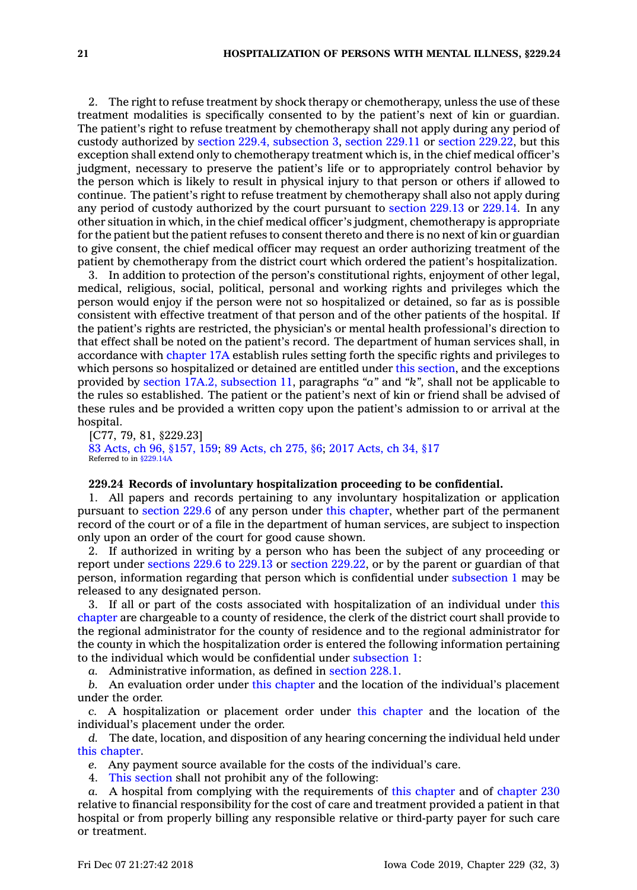2. The right to refuse treatment by shock therapy or chemotherapy, unless the use of these treatment modalities is specifically consented to by the patient's next of kin or guardian. The patient's right to refuse treatment by chemotherapy shall not apply during any period of custody authorized by section 229.4, subsection 3, section 229.11 or section 229.22, but this exception shall extend only to chemotherapy treatment which is, in the chief medical officer's judgment, necessary to preserve the patient's life or to appropriately control behavior by the person which is likely to result in physical injury to that person or others if allowed to continue. The patient's right to refuse treatment by chemotherapy shall also not apply during any period of custody authorized by the court pursuant to section 229.13 or 229.14. In any other situation in which, in the chief medical officer's judgment, chemotherapy is appropriate for the patient but the patient refuses to consent thereto and there is no next of kin or guardian to give consent, the chief medical officer may request an order authorizing treatment of the patient by chemotherapy from the district court which ordered the patient's hospitalization.

3. In addition to protection of the person's constitutional rights, enjoyment of other legal, medical, religious, social, political, personal and working rights and privileges which the person would enjoy if the person were not so hospitalized or detained, so far as is possible consistent with effective treatment of that person and of the other patients of the hospital. If the patient's rights are restricted, the physician's or mental health professional's direction to that effect shall be noted on the patient's record. The department of human services shall, in accordance with chapter 17A establish rules setting forth the specific rights and privileges to which persons so hospitalized or detained are entitled under this section, and the exceptions provided by section 17A.2, subsection 11, paragraphs *"a"* and *"k"*, shall not be applicable to the rules so established. The patient or the patient's next of kin or friend shall be advised of these rules and be provided a written copy upon the patient's admission to or arrival at the hospital.

[C77, 79, 81, §229.23]
83 Acts, ch 96, §157, 159; 89 Acts, ch 275, §6; 2017 Acts, ch 34, §17
Referred to in §229.14A

**229.24 Records of involuntary hospitalization proceeding to be confidential.**

1. All papers and records pertaining to any involuntary hospitalization or application pursuant to section 229.6 of any person under this chapter, whether part of the permanent record of the court or of a file in the department of human services, are subject to inspection only upon an order of the court for good cause shown.

2. If authorized in writing by a person who has been the subject of any proceeding or report under sections 229.6 to 229.13 or section 229.22, or by the parent or guardian of that person, information regarding that person which is confidential under subsection 1 may be released to any designated person.

3. If all or part of the costs associated with hospitalization of an individual under this chapter are chargeable to a county of residence, the clerk of the district court shall provide to the regional administrator for the county of residence and to the regional administrator for the county in which the hospitalization order is entered the following information pertaining to the individual which would be confidential under subsection 1:

*a.* Administrative information, as defined in section 228.1.

*b.* An evaluation order under this chapter and the location of the individual's placement under the order.

*c.* A hospitalization or placement order under this chapter and the location of the individual's placement under the order.

*d.* The date, location, and disposition of any hearing concerning the individual held under this chapter.

*e.* Any payment source available for the costs of the individual's care.

4. This section shall not prohibit any of the following:

*a.* A hospital from complying with the requirements of this chapter and of chapter 230 relative to financial responsibility for the cost of care and treatment provided a patient in that hospital or from properly billing any responsible relative or third-party payer for such care or treatment.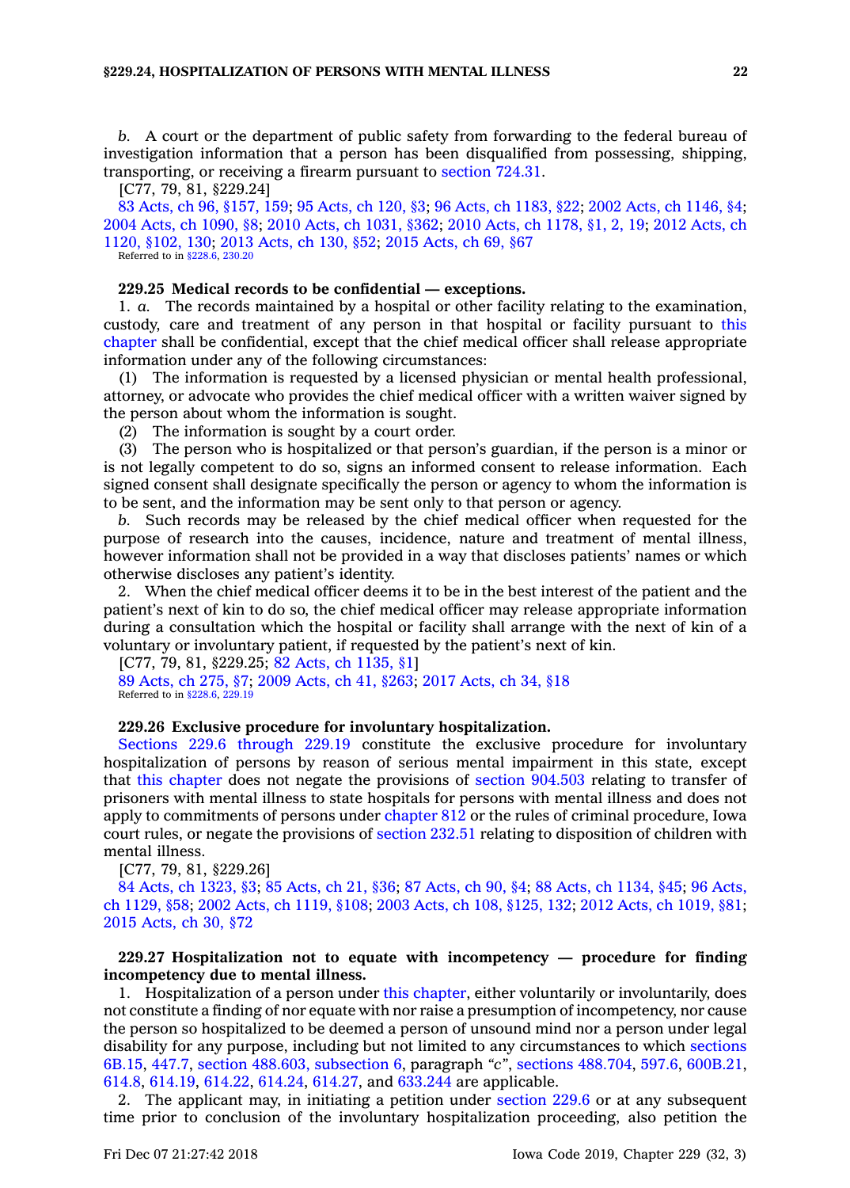*b.* A court or the department of public safety from forwarding to the federal bureau of investigation information that a person has been disqualified from possessing, shipping, transporting, or receiving a firearm pursuant to section 724.31.

[C77, 79, 81, §229.24]

83 Acts, ch 96, §157, 159; 95 Acts, ch 120, §3; 96 Acts, ch 1183, §22; 2002 Acts, ch 1146, §4; 2004 Acts, ch 1090, §8; 2010 Acts, ch 1031, §362; 2010 Acts, ch 1178, §1, 2, 19; 2012 Acts, ch 1120, §102, 130; 2013 Acts, ch 130, §52; 2015 Acts, ch 69, §67

Referred to in §228.6, 230.20

**229.25 Medical records to be confidential — exceptions.**

1. *a.* The records maintained by a hospital or other facility relating to the examination, custody, care and treatment of any person in that hospital or facility pursuant to this chapter shall be confidential, except that the chief medical officer shall release appropriate information under any of the following circumstances:

(1) The information is requested by a licensed physician or mental health professional, attorney, or advocate who provides the chief medical officer with a written waiver signed by the person about whom the information is sought.

(2) The information is sought by a court order.

(3) The person who is hospitalized or that person's guardian, if the person is a minor or is not legally competent to do so, signs an informed consent to release information. Each signed consent shall designate specifically the person or agency to whom the information is to be sent, and the information may be sent only to that person or agency.

*b.* Such records may be released by the chief medical officer when requested for the purpose of research into the causes, incidence, nature and treatment of mental illness, however information shall not be provided in a way that discloses patients' names or which otherwise discloses any patient's identity.

2. When the chief medical officer deems it to be in the best interest of the patient and the patient's next of kin to do so, the chief medical officer may release appropriate information during a consultation which the hospital or facility shall arrange with the next of kin of a voluntary or involuntary patient, if requested by the patient's next of kin.

[C77, 79, 81, §229.25; 82 Acts, ch 1135, §1]

89 Acts, ch 275, §7; 2009 Acts, ch 41, §263; 2017 Acts, ch 34, §18

Referred to in §228.6, 229.19

**229.26 Exclusive procedure for involuntary hospitalization.**

Sections 229.6 through 229.19 constitute the exclusive procedure for involuntary hospitalization of persons by reason of serious mental impairment in this state, except that this chapter does not negate the provisions of section 904.503 relating to transfer of prisoners with mental illness to state hospitals for persons with mental illness and does not apply to commitments of persons under chapter 812 or the rules of criminal procedure, Iowa court rules, or negate the provisions of section 232.51 relating to disposition of children with mental illness.

[C77, 79, 81, §229.26]

84 Acts, ch 1323, §3; 85 Acts, ch 21, §36; 87 Acts, ch 90, §4; 88 Acts, ch 1134, §45; 96 Acts, ch 1129, §58; 2002 Acts, ch 1119, §108; 2003 Acts, ch 108, §125, 132; 2012 Acts, ch 1019, §81; 2015 Acts, ch 30, §72

**229.27 Hospitalization not to equate with incompetency — procedure for finding incompetency due to mental illness.**

1. Hospitalization of a person under this chapter, either voluntarily or involuntarily, does not constitute a finding of nor equate with nor raise a presumption of incompetency, nor cause the person so hospitalized to be deemed a person of unsound mind nor a person under legal disability for any purpose, including but not limited to any circumstances to which sections 6B.15, 447.7, section 488.603, subsection 6, paragraph *"c"*, sections 488.704, 597.6, 600B.21, 614.8, 614.19, 614.22, 614.24, 614.27, and 633.244 are applicable.

2. The applicant may, in initiating a petition under section 229.6 or at any subsequent time prior to conclusion of the involuntary hospitalization proceeding, also petition the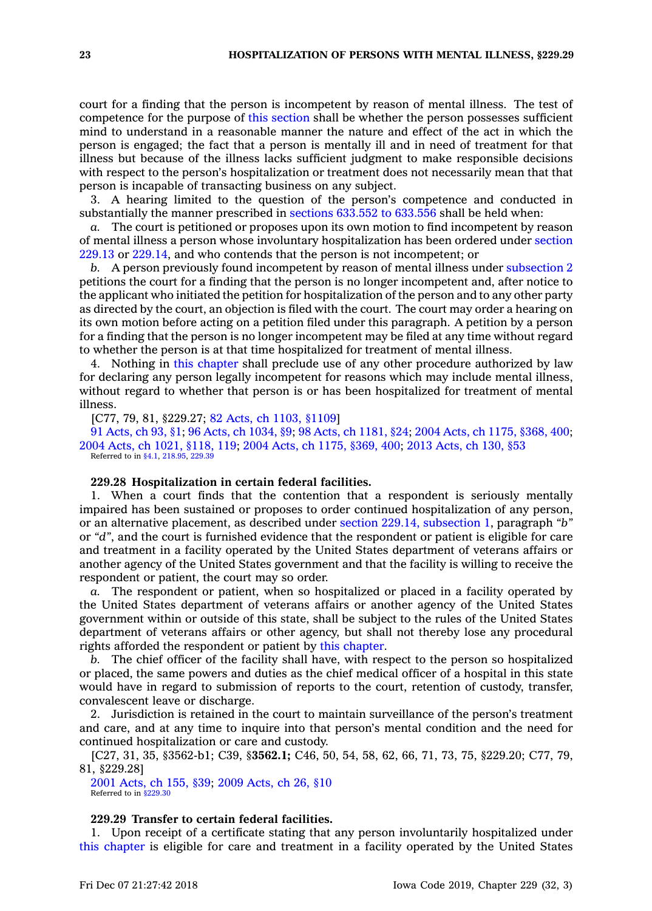court for a finding that the person is incompetent by reason of mental illness. The test of competence for the purpose of this section shall be whether the person possesses sufficient mind to understand in a reasonable manner the nature and effect of the act in which the person is engaged; the fact that a person is mentally ill and in need of treatment for that illness but because of the illness lacks sufficient judgment to make responsible decisions with respect to the person's hospitalization or treatment does not necessarily mean that that person is incapable of transacting business on any subject.

3. A hearing limited to the question of the person's competence and conducted in substantially the manner prescribed in sections 633.552 to 633.556 shall be held when:

*a.* The court is petitioned or proposes upon its own motion to find incompetent by reason of mental illness a person whose involuntary hospitalization has been ordered under section 229.13 or 229.14, and who contends that the person is not incompetent; or

*b.* A person previously found incompetent by reason of mental illness under subsection 2 petitions the court for a finding that the person is no longer incompetent and, after notice to the applicant who initiated the petition for hospitalization of the person and to any other party as directed by the court, an objection is filed with the court. The court may order a hearing on its own motion before acting on a petition filed under this paragraph. A petition by a person for a finding that the person is no longer incompetent may be filed at any time without regard to whether the person is at that time hospitalized for treatment of mental illness.

4. Nothing in this chapter shall preclude use of any other procedure authorized by law for declaring any person legally incompetent for reasons which may include mental illness, without regard to whether that person is or has been hospitalized for treatment of mental illness.

[C77, 79, 81, §229.27; 82 Acts, ch 1103, §1109]

91 Acts, ch 93, §1; 96 Acts, ch 1034, §9; 98 Acts, ch 1181, §24; 2004 Acts, ch 1175, §368, 400; 2004 Acts, ch 1021, §118, 119; 2004 Acts, ch 1175, §369, 400; 2013 Acts, ch 130, §53

Referred to in §4.1, 218.95, 229.39

**229.28 Hospitalization in certain federal facilities.**

1. When a court finds that the contention that a respondent is seriously mentally impaired has been sustained or proposes to order continued hospitalization of any person, or an alternative placement, as described under section 229.14, subsection 1, paragraph *"b"* or *"d"*, and the court is furnished evidence that the respondent or patient is eligible for care and treatment in a facility operated by the United States department of veterans affairs or another agency of the United States government and that the facility is willing to receive the respondent or patient, the court may so order.

*a.* The respondent or patient, when so hospitalized or placed in a facility operated by the United States department of veterans affairs or another agency of the United States government within or outside of this state, shall be subject to the rules of the United States department of veterans affairs or other agency, but shall not thereby lose any procedural rights afforded the respondent or patient by this chapter.

*b.* The chief officer of the facility shall have, with respect to the person so hospitalized or placed, the same powers and duties as the chief medical officer of a hospital in this state would have in regard to submission of reports to the court, retention of custody, transfer, convalescent leave or discharge.

2. Jurisdiction is retained in the court to maintain surveillance of the person's treatment and care, and at any time to inquire into that person's mental condition and the need for continued hospitalization or care and custody.

[C27, 31, 35, §3562-b1; C39, §**3562.1;** C46, 50, 54, 58, 62, 66, 71, 73, 75, §229.20; C77, 79, 81, §229.28]

2001 Acts, ch 155, §39; 2009 Acts, ch 26, §10

Referred to in §229.30

**229.29 Transfer to certain federal facilities.**

1. Upon receipt of a certificate stating that any person involuntarily hospitalized under this chapter is eligible for care and treatment in a facility operated by the United States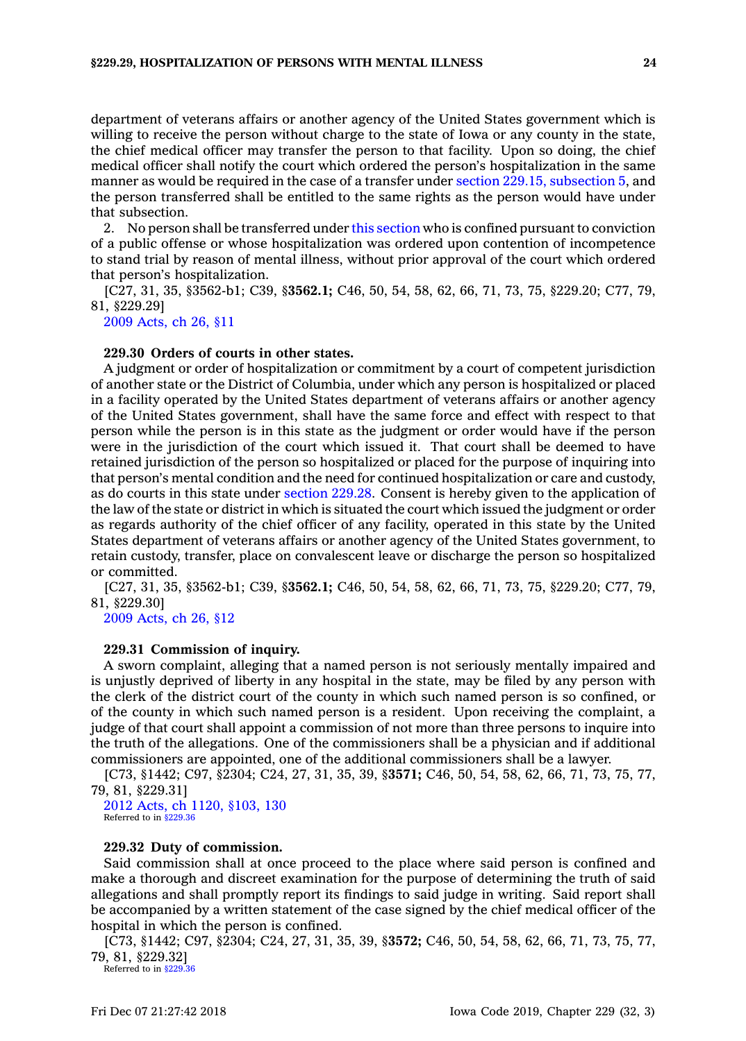department of veterans affairs or another agency of the United States government which is willing to receive the person without charge to the state of Iowa or any county in the state, the chief medical officer may transfer the person to that facility. Upon so doing, the chief medical officer shall notify the court which ordered the person's hospitalization in the same manner as would be required in the case of a transfer under section 229.15, subsection 5, and the person transferred shall be entitled to the same rights as the person would have under that subsection.

2. No person shall be transferred under this section who is confined pursuant to conviction of a public offense or whose hospitalization was ordered upon contention of incompetence to stand trial by reason of mental illness, without prior approval of the court which ordered that person's hospitalization.

[C27, 31, 35, §3562-b1; C39, §**3562.1;** C46, 50, 54, 58, 62, 66, 71, 73, 75, §229.20; C77, 79, 81, §229.29]

2009 Acts, ch 26, §11

**229.30 Orders of courts in other states.**

A judgment or order of hospitalization or commitment by a court of competent jurisdiction of another state or the District of Columbia, under which any person is hospitalized or placed in a facility operated by the United States department of veterans affairs or another agency of the United States government, shall have the same force and effect with respect to that person while the person is in this state as the judgment or order would have if the person were in the jurisdiction of the court which issued it. That court shall be deemed to have retained jurisdiction of the person so hospitalized or placed for the purpose of inquiring into that person's mental condition and the need for continued hospitalization or care and custody, as do courts in this state under section 229.28. Consent is hereby given to the application of the law of the state or district in which is situated the court which issued the judgment or order as regards authority of the chief officer of any facility, operated in this state by the United States department of veterans affairs or another agency of the United States government, to retain custody, transfer, place on convalescent leave or discharge the person so hospitalized or committed.

[C27, 31, 35, §3562-b1; C39, §**3562.1;** C46, 50, 54, 58, 62, 66, 71, 73, 75, §229.20; C77, 79, 81, §229.30]

2009 Acts, ch 26, §12

**229.31 Commission of inquiry.**

A sworn complaint, alleging that a named person is not seriously mentally impaired and is unjustly deprived of liberty in any hospital in the state, may be filed by any person with the clerk of the district court of the county in which such named person is so confined, or of the county in which such named person is a resident. Upon receiving the complaint, a judge of that court shall appoint a commission of not more than three persons to inquire into the truth of the allegations. One of the commissioners shall be a physician and if additional commissioners are appointed, one of the additional commissioners shall be a lawyer.

[C73, §1442; C97, §2304; C24, 27, 31, 35, 39, §**3571;** C46, 50, 54, 58, 62, 66, 71, 73, 75, 77, 79, 81, §229.31]

2012 Acts, ch 1120, §103, 130

Referred to in §229.36

**229.32 Duty of commission.**

Said commission shall at once proceed to the place where said person is confined and make a thorough and discreet examination for the purpose of determining the truth of said allegations and shall promptly report its findings to said judge in writing. Said report shall be accompanied by a written statement of the case signed by the chief medical officer of the hospital in which the person is confined.

[C73, §1442; C97, §2304; C24, 27, 31, 35, 39, §**3572;** C46, 50, 54, 58, 62, 66, 71, 73, 75, 77, 79, 81, §229.32]

Referred to in §229.36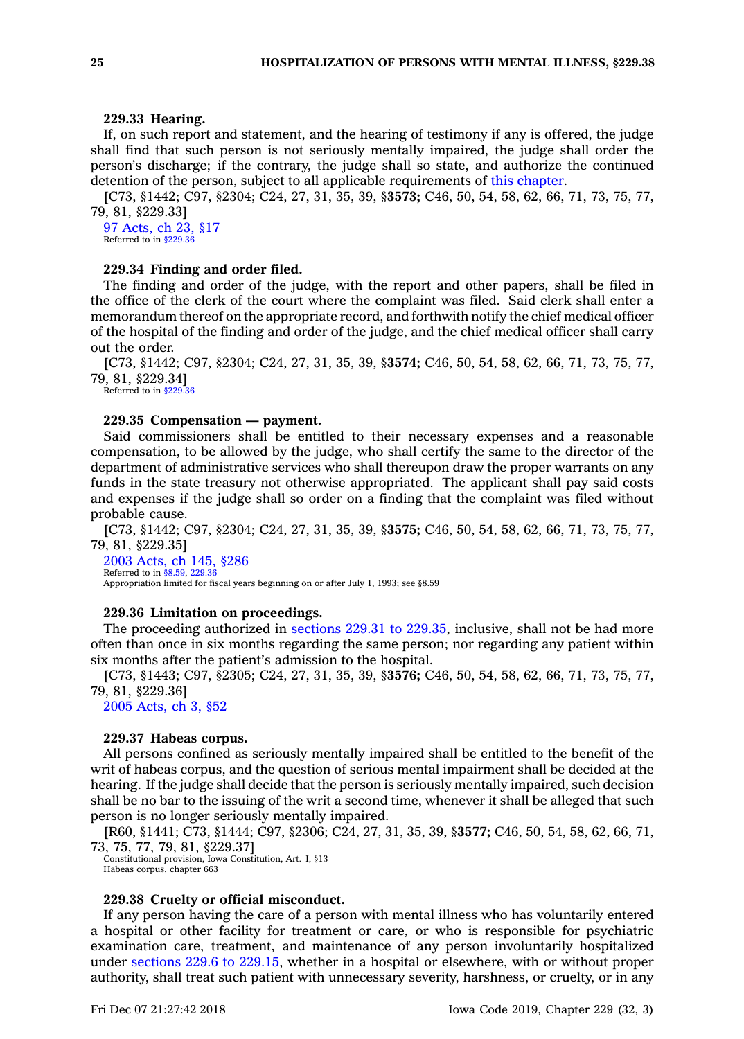**229.33 Hearing.**

If, on such report and statement, and the hearing of testimony if any is offered, the judge shall find that such person is not seriously mentally impaired, the judge shall order the person's discharge; if the contrary, the judge shall so state, and authorize the continued detention of the person, subject to all applicable requirements of this chapter.

[C73, §1442; C97, §2304; C24, 27, 31, 35, 39, §**3573;** C46, 50, 54, 58, 62, 66, 71, 73, 75, 77, 79, 81, §229.33]

97 Acts, ch 23, §17

Referred to in §229.36

**229.34 Finding and order filed.**

The finding and order of the judge, with the report and other papers, shall be filed in the office of the clerk of the court where the complaint was filed. Said clerk shall enter a memorandum thereof on the appropriate record, and forthwith notify the chief medical officer of the hospital of the finding and order of the judge, and the chief medical officer shall carry out the order.

[C73, §1442; C97, §2304; C24, 27, 31, 35, 39, §**3574;** C46, 50, 54, 58, 62, 66, 71, 73, 75, 77, 79, 81, §229.34]

Referred to in §229.36

**229.35 Compensation — payment.**

Said commissioners shall be entitled to their necessary expenses and a reasonable compensation, to be allowed by the judge, who shall certify the same to the director of the department of administrative services who shall thereupon draw the proper warrants on any funds in the state treasury not otherwise appropriated. The applicant shall pay said costs and expenses if the judge shall so order on a finding that the complaint was filed without probable cause.

[C73, §1442; C97, §2304; C24, 27, 31, 35, 39, §**3575;** C46, 50, 54, 58, 62, 66, 71, 73, 75, 77, 79, 81, §229.35]

2003 Acts, ch 145, §286

Referred to in §8.59, 229.36

Appropriation limited for fiscal years beginning on or after July 1, 1993; see §8.59

**229.36 Limitation on proceedings.**

The proceeding authorized in sections 229.31 to 229.35, inclusive, shall not be had more often than once in six months regarding the same person; nor regarding any patient within six months after the patient's admission to the hospital.

[C73, §1443; C97, §2305; C24, 27, 31, 35, 39, §**3576;** C46, 50, 54, 58, 62, 66, 71, 73, 75, 77, 79, 81, §229.36]

2005 Acts, ch 3, §52

**229.37 Habeas corpus.**

All persons confined as seriously mentally impaired shall be entitled to the benefit of the writ of habeas corpus, and the question of serious mental impairment shall be decided at the hearing. If the judge shall decide that the person is seriously mentally impaired, such decision shall be no bar to the issuing of the writ a second time, whenever it shall be alleged that such person is no longer seriously mentally impaired.

[R60, §1441; C73, §1444; C97, §2306; C24, 27, 31, 35, 39, §**3577;** C46, 50, 54, 58, 62, 66, 71, 73, 75, 77, 79, 81, §229.37]

Constitutional provision, Iowa Constitution, Art. I, §13

Habeas corpus, chapter 663

**229.38 Cruelty or official misconduct.**

If any person having the care of a person with mental illness who has voluntarily entered a hospital or other facility for treatment or care, or who is responsible for psychiatric examination care, treatment, and maintenance of any person involuntarily hospitalized under sections 229.6 to 229.15, whether in a hospital or elsewhere, with or without proper authority, shall treat such patient with unnecessary severity, harshness, or cruelty, or in any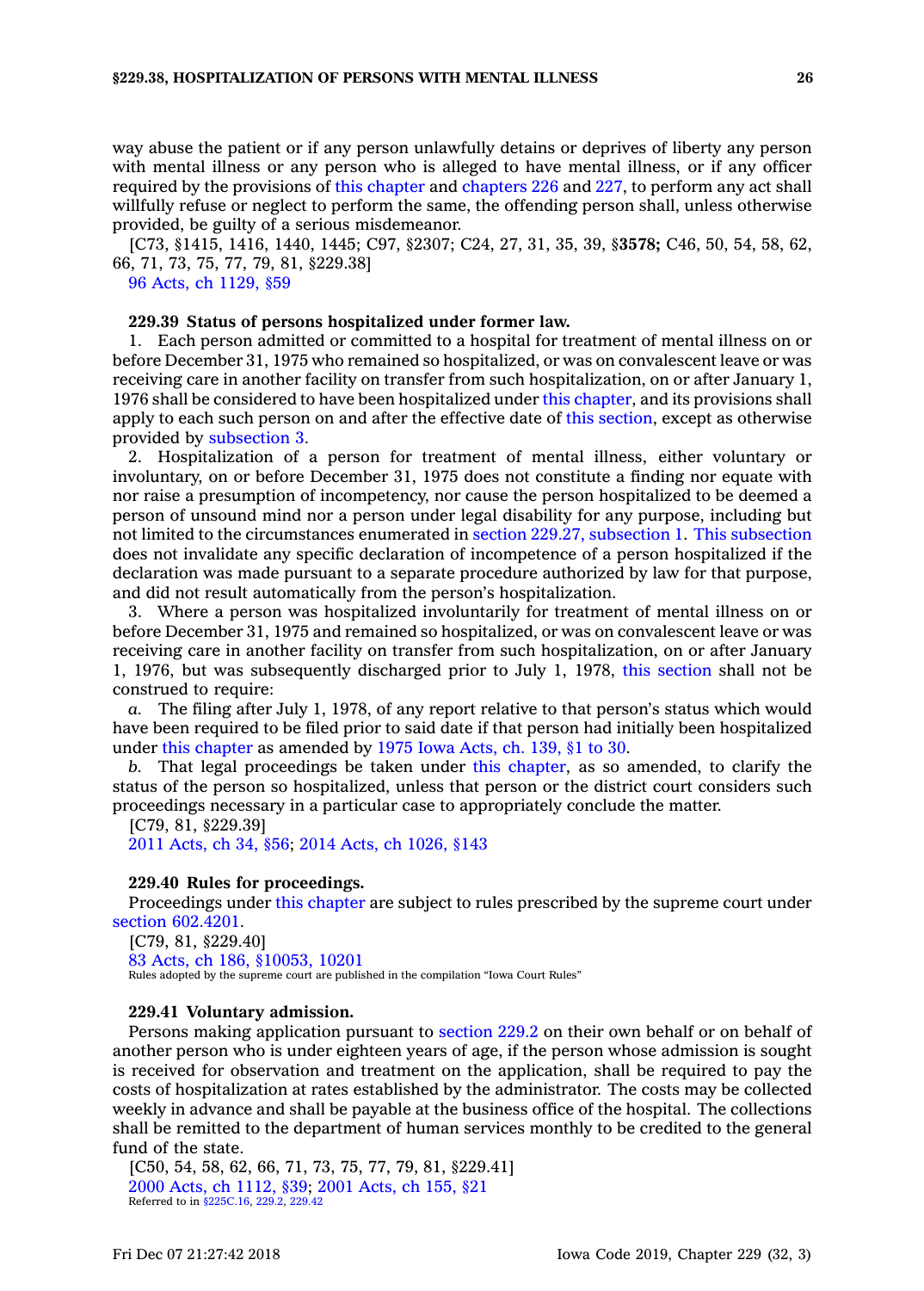way abuse the patient or if any person unlawfully detains or deprives of liberty any person with mental illness or any person who is alleged to have mental illness, or if any officer required by the provisions of this chapter and chapters 226 and 227, to perform any act shall willfully refuse or neglect to perform the same, the offending person shall, unless otherwise provided, be guilty of a serious misdemeanor.

[C73, §1415, 1416, 1440, 1445; C97, §2307; C24, 27, 31, 35, 39, §**3578;** C46, 50, 54, 58, 62, 66, 71, 73, 75, 77, 79, 81, §229.38]

96 Acts, ch 1129, §59

**229.39 Status of persons hospitalized under former law.**

1. Each person admitted or committed to a hospital for treatment of mental illness on or before December 31, 1975 who remained so hospitalized, or was on convalescent leave or was receiving care in another facility on transfer from such hospitalization, on or after January 1, 1976 shall be considered to have been hospitalized under this chapter, and its provisions shall apply to each such person on and after the effective date of this section, except as otherwise provided by subsection 3.

2. Hospitalization of a person for treatment of mental illness, either voluntary or involuntary, on or before December 31, 1975 does not constitute a finding nor equate with nor raise a presumption of incompetency, nor cause the person hospitalized to be deemed a person of unsound mind nor a person under legal disability for any purpose, including but not limited to the circumstances enumerated in section 229.27, subsection 1. This subsection does not invalidate any specific declaration of incompetence of a person hospitalized if the declaration was made pursuant to a separate procedure authorized by law for that purpose, and did not result automatically from the person's hospitalization.

3. Where a person was hospitalized involuntarily for treatment of mental illness on or before December 31, 1975 and remained so hospitalized, or was on convalescent leave or was receiving care in another facility on transfer from such hospitalization, on or after January 1, 1976, but was subsequently discharged prior to July 1, 1978, this section shall not be construed to require:

*a.* The filing after July 1, 1978, of any report relative to that person's status which would have been required to be filed prior to said date if that person had initially been hospitalized under this chapter as amended by 1975 Iowa Acts, ch. 139, §1 to 30.

*b.* That legal proceedings be taken under this chapter, as so amended, to clarify the status of the person so hospitalized, unless that person or the district court considers such proceedings necessary in a particular case to appropriately conclude the matter.

[C79, 81, §229.39]

2011 Acts, ch 34, §56; 2014 Acts, ch 1026, §143

**229.40 Rules for proceedings.**

Proceedings under this chapter are subject to rules prescribed by the supreme court under section 602.4201.

[C79, 81, §229.40]

83 Acts, ch 186, §10053, 10201

Rules adopted by the supreme court are published in the compilation "Iowa Court Rules"

**229.41 Voluntary admission.**

Persons making application pursuant to section 229.2 on their own behalf or on behalf of another person who is under eighteen years of age, if the person whose admission is sought is received for observation and treatment on the application, shall be required to pay the costs of hospitalization at rates established by the administrator. The costs may be collected weekly in advance and shall be payable at the business office of the hospital. The collections shall be remitted to the department of human services monthly to be credited to the general fund of the state.

[C50, 54, 58, 62, 66, 71, 73, 75, 77, 79, 81, §229.41]

2000 Acts, ch 1112, §39; 2001 Acts, ch 155, §21

Referred to in §225C.16, 229.2, 229.42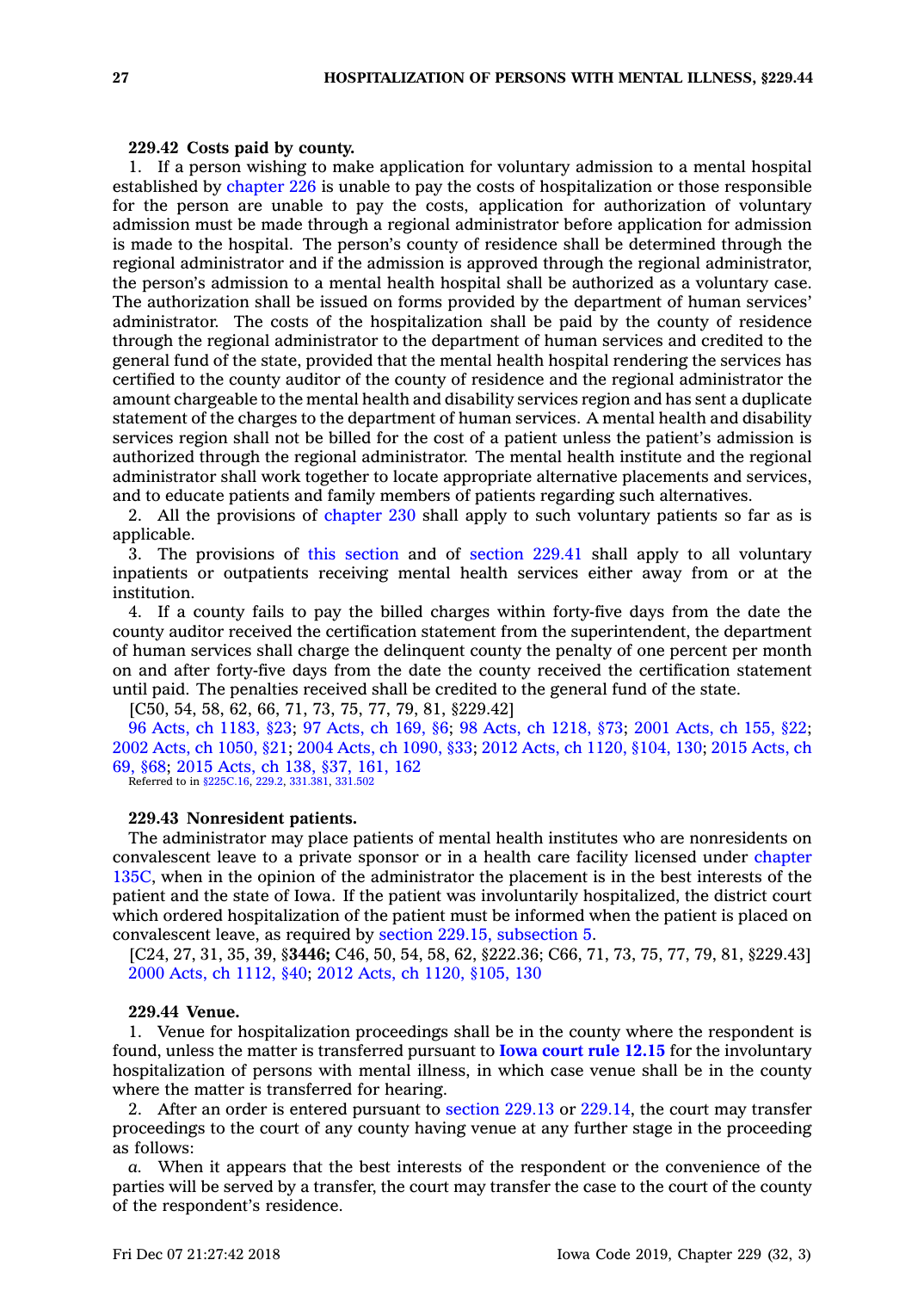**229.42 Costs paid by county.**

1. If a person wishing to make application for voluntary admission to a mental hospital established by chapter 226 is unable to pay the costs of hospitalization or those responsible for the person are unable to pay the costs, application for authorization of voluntary admission must be made through a regional administrator before application for admission is made to the hospital. The person's county of residence shall be determined through the regional administrator and if the admission is approved through the regional administrator, the person's admission to a mental health hospital shall be authorized as a voluntary case. The authorization shall be issued on forms provided by the department of human services' administrator. The costs of the hospitalization shall be paid by the county of residence through the regional administrator to the department of human services and credited to the general fund of the state, provided that the mental health hospital rendering the services has certified to the county auditor of the county of residence and the regional administrator the amount chargeable to the mental health and disability services region and has sent a duplicate statement of the charges to the department of human services. A mental health and disability services region shall not be billed for the cost of a patient unless the patient's admission is authorized through the regional administrator. The mental health institute and the regional administrator shall work together to locate appropriate alternative placements and services, and to educate patients and family members of patients regarding such alternatives.

2. All the provisions of chapter 230 shall apply to such voluntary patients so far as is applicable.

3. The provisions of this section and of section 229.41 shall apply to all voluntary inpatients or outpatients receiving mental health services either away from or at the institution.

4. If a county fails to pay the billed charges within forty-five days from the date the county auditor received the certification statement from the superintendent, the department of human services shall charge the delinquent county the penalty of one percent per month on and after forty-five days from the date the county received the certification statement until paid. The penalties received shall be credited to the general fund of the state.

[C50, 54, 58, 62, 66, 71, 73, 75, 77, 79, 81, §229.42]

96 Acts, ch 1183, §23; 97 Acts, ch 169, §6; 98 Acts, ch 1218, §73; 2001 Acts, ch 155, §22; 2002 Acts, ch 1050, §21; 2004 Acts, ch 1090, §33; 2012 Acts, ch 1120, §104, 130; 2015 Acts, ch 69, §68; 2015 Acts, ch 138, §37, 161, 162

Referred to in §225C.16, 229.2, 331.381, 331.502

**229.43 Nonresident patients.**

The administrator may place patients of mental health institutes who are nonresidents on convalescent leave to a private sponsor or in a health care facility licensed under chapter 135C, when in the opinion of the administrator the placement is in the best interests of the patient and the state of Iowa. If the patient was involuntarily hospitalized, the district court which ordered hospitalization of the patient must be informed when the patient is placed on convalescent leave, as required by section 229.15, subsection 5.

[C24, 27, 31, 35, 39, §**3446;** C46, 50, 54, 58, 62, §222.36; C66, 71, 73, 75, 77, 79, 81, §229.43]

2000 Acts, ch 1112, §40; 2012 Acts, ch 1120, §105, 130

**229.44 Venue.**

1. Venue for hospitalization proceedings shall be in the county where the respondent is found, unless the matter is transferred pursuant to **Iowa court rule 12.15** for the involuntary hospitalization of persons with mental illness, in which case venue shall be in the county where the matter is transferred for hearing.

2. After an order is entered pursuant to section 229.13 or 229.14, the court may transfer proceedings to the court of any county having venue at any further stage in the proceeding as follows:

*a.* When it appears that the best interests of the respondent or the convenience of the parties will be served by a transfer, the court may transfer the case to the court of the county of the respondent's residence.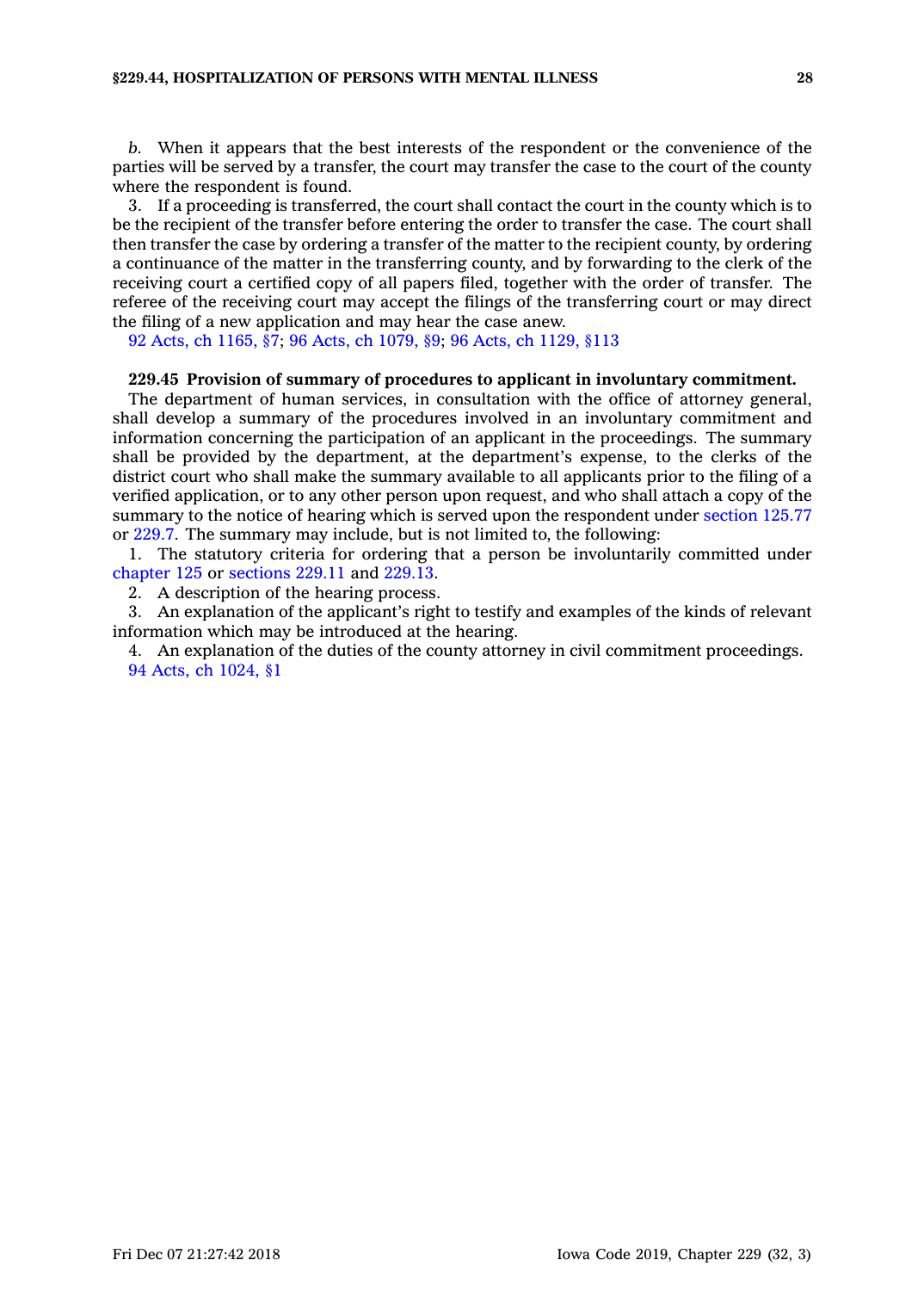*b.* When it appears that the best interests of the respondent or the convenience of the parties will be served by a transfer, the court may transfer the case to the court of the county where the respondent is found.

3. If a proceeding is transferred, the court shall contact the court in the county which is to be the recipient of the transfer before entering the order to transfer the case. The court shall then transfer the case by ordering a transfer of the matter to the recipient county, by ordering a continuance of the matter in the transferring county, and by forwarding to the clerk of the receiving court a certified copy of all papers filed, together with the order of transfer. The referee of the receiving court may accept the filings of the transferring court or may direct the filing of a new application and may hear the case anew.

92 Acts, ch 1165, §7; 96 Acts, ch 1079, §9; 96 Acts, ch 1129, §113

**229.45 Provision of summary of procedures to applicant in involuntary commitment.**

The department of human services, in consultation with the office of attorney general, shall develop a summary of the procedures involved in an involuntary commitment and information concerning the participation of an applicant in the proceedings. The summary shall be provided by the department, at the department's expense, to the clerks of the district court who shall make the summary available to all applicants prior to the filing of a verified application, or to any other person upon request, and who shall attach a copy of the summary to the notice of hearing which is served upon the respondent under section 125.77 or 229.7. The summary may include, but is not limited to, the following:

1. The statutory criteria for ordering that a person be involuntarily committed under chapter 125 or sections 229.11 and 229.13.
2. A description of the hearing process.
3. An explanation of the applicant's right to testify and examples of the kinds of relevant information which may be introduced at the hearing.
4. An explanation of the duties of the county attorney in civil commitment proceedings.

94 Acts, ch 1024, §1